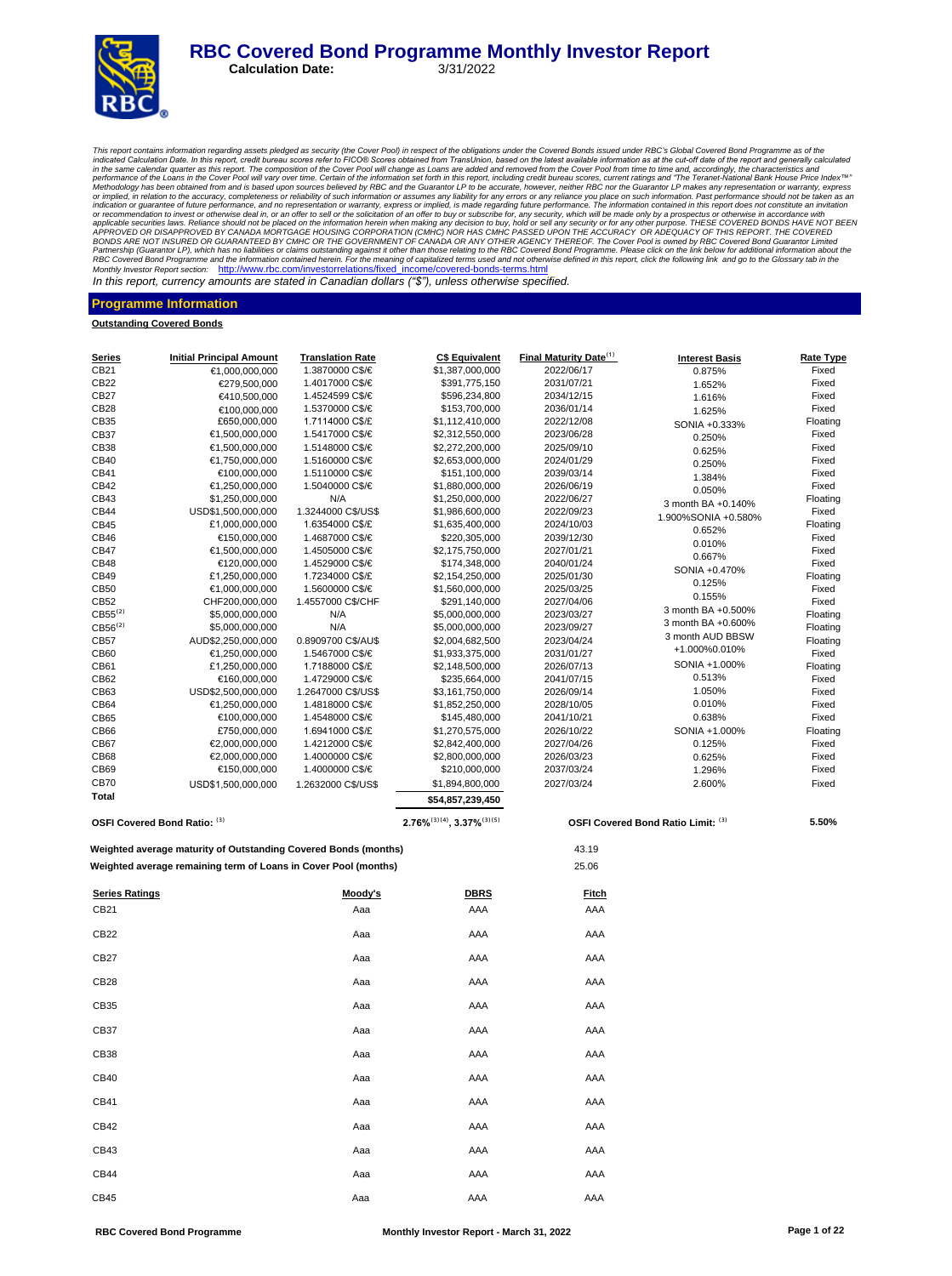# RBC Covered Bond Programme Monthly Investor Report

**Calculation Date:** 3/31/2022

*This report contains information regarding assets pledged as security (the Cover Pool) in respect of the obligations under the Covered Bonds issued under RBC's Global Covered Bond Programme as of the indicated Calculation Date. In this report, credit bureau scores refer to FICO® Scores obtained from TransUnion, based on the latest available information as at the cut-off date of the report and generally calculated in the same calendar quarter as this report. The composition of the Cover Pool will change as Loans are added and removed from the Cover Pool from time to time and, accordingly, the characteristics and performance of the Loans in the Cover Pool will vary over time. Certain of the information set forth in this report, including credit bureau scores, current ratings and "The Teranet-National Bank House Price Index™" Methodology has been obtained from and is based upon sources believed by RBC and the Guarantor LP to be accurate, however, neither RBC nor the Guarantor LP makes any representation or warranty, express or implied, in relation to the accuracy, completeness or reliability of such information or assumes any liability for any errors or any reliance you place on such information. Past performance should not be taken as an indication or guarantee of future performance, and no representation or warranty, express or implied, is made regarding future performance. The information contained in this report does not constitute an invitation or recommendation to invest or otherwise deal in, or an offer to sell or the solicitation of an offer to buy or subscribe for, any security, which will be made only by a prospectus or otherwise in accordance with applicable securities laws. Reliance should not be placed on the information herein when making any decision to buy, hold or sell any security or for any other purpose. THESE COVERED BONDS HAVE NOT BEEN APPROVED OR DISAPPROVED BY CANADA MORTGAGE HOUSING CORPORATION (CMHC) NOR HAS CMHC PASSED UPON THE ACCURACY OR ADEQUACY OF THIS REPORT. THE COVERED BONDS ARE NOT INSURED OR GUARANTEED BY CMHC OR THE GOVERNMENT OF CANADA OR ANY OTHER AGENCY THEREOF. The Cover Pool is owned by RBC Covered Bond Guarantor Limited Partnership (Guarantor LP), which has no liabilities or claims outstanding against it other than those relating to the RBC Covered Bond Programme. Please click on the link below for additional information about the RBC Covered Bond Programme and the information contained herein. For the meaning of capitalized terms used and not otherwise defined in this report, click the following link and go to the Glossary tab in the Monthly Investor Report section:* http://www.rbc.com/investorrelations/fixed_income/covered-bonds-terms.html

*In this report, currency amounts are stated in Canadian dollars ("$"), unless otherwise specified.*

## Programme Information

**Outstanding Covered Bonds**

| Series | Initial Principal Amount | Translation Rate | C$ Equivalent | Final Maturity Date[1] | Interest Basis | Rate Type |
|---|---|---|---|---|---|---|
| CB21 | €1,000,000,000 | 1.3870000 C$/€ | $1,387,000,000 | 2022/06/17 | 0.875% | Fixed |
| CB22 | €279,500,000 | 1.4017000 C$/€ | $391,775,150 | 2031/07/21 | 1.652% | Fixed |
| CB27 | €410,500,000 | 1.4524599 C$/€ | $596,234,800 | 2034/12/15 | 1.616% | Fixed |
| CB28 | €100,000,000 | 1.5370000 C$/€ | $153,700,000 | 2036/01/14 | 1.625% | Fixed |
| CB35 | £650,000,000 | 1.7114000 C$/£ | $1,112,410,000 | 2022/12/08 | SONIA +0.333% | Floating |
| CB37 | €1,500,000,000 | 1.5417000 C$/€ | $2,312,550,000 | 2023/06/28 | 0.250% | Fixed |
| CB38 | €1,500,000,000 | 1.5148000 C$/€ | $2,272,200,000 | 2025/09/10 | 0.625% | Fixed |
| CB40 | €1,750,000,000 | 1.5160000 C$/€ | $2,653,000,000 | 2024/01/29 | 0.250% | Fixed |
| CB41 | €100,000,000 | 1.5110000 C$/€ | $151,100,000 | 2039/03/14 | 1.384% | Fixed |
| CB42 | €1,250,000,000 | 1.5040000 C$/€ | $1,880,000,000 | 2026/06/19 | 0.050% | Fixed |
| CB43 | $1,250,000,000 | N/A | $1,250,000,000 | 2022/06/27 | 3 month BA +0.140% | Floating |
| CB44 | USD$1,500,000,000 | 1.3244000 C$/US$ | $1,986,600,000 | 2022/09/23 | 1.900% | Fixed |
| CB45 | £1,000,000,000 | 1.6354000 C$/£ | $1,635,400,000 | 2024/10/03 | SONIA +0.580% | Floating |
| CB46 | €150,000,000 | 1.4687000 C$/€ | $220,305,000 | 2039/12/30 | 0.652% | Fixed |
| CB47 | €1,500,000,000 | 1.4505000 C$/€ | $2,175,750,000 | 2027/01/21 | 0.010% | Fixed |
| CB48 | €120,000,000 | 1.4529000 C$/€ | $174,348,000 | 2040/01/24 | 0.667% | Fixed |
| CB49 | £1,250,000,000 | 1.7234000 C$/£ | $2,154,250,000 | 2025/01/30 | SONIA +0.470% | Floating |
| CB50 | €1,000,000,000 | 1.5600000 C$/€ | $1,560,000,000 | 2025/03/25 | 0.125% | Fixed |
| CB52 | CHF200,000,000 | 1.4557000 C$/CHF | $291,140,000 | 2027/04/06 | 0.155% | Fixed |
| CB55[2] | $5,000,000,000 | N/A | $5,000,000,000 | 2023/03/27 | 3 month BA +0.500% | Floating |
| CB56[2] | $5,000,000,000 | N/A | $5,000,000,000 | 2023/09/27 | 3 month BA +0.600% | Floating |
| CB57 | AUD$2,250,000,000 | 0.8909700 C$/AU$ | $2,004,682,500 | 2023/04/24 | 3 month AUD BBSW +1.000% | Floating |
| CB60 | €1,250,000,000 | 1.5467000 C$/€ | $1,933,375,000 | 2031/01/27 | 0.010% | Fixed |
| CB61 | £1,250,000,000 | 1.7188000 C$/£ | $2,148,500,000 | 2026/07/13 | SONIA +1.000% | Floating |
| CB62 | €160,000,000 | 1.4729000 C$/€ | $235,664,000 | 2041/07/15 | 0.513% | Fixed |
| CB63 | USD$2,500,000,000 | 1.2647000 C$/US$ | $3,161,750,000 | 2026/09/14 | 1.050% | Fixed |
| CB64 | €1,250,000,000 | 1.4818000 C$/€ | $1,852,250,000 | 2028/10/05 | 0.010% | Fixed |
| CB65 | €100,000,000 | 1.4548000 C$/€ | $145,480,000 | 2041/10/21 | 0.638% | Fixed |
| CB66 | £750,000,000 | 1.6941000 C$/£ | $1,270,575,000 | 2026/10/22 | SONIA +1.000% | Floating |
| CB67 | €2,000,000,000 | 1.4212000 C$/€ | $2,842,400,000 | 2027/04/26 | 0.125% | Fixed |
| CB68 | €2,000,000,000 | 1.4000000 C$/€ | $2,800,000,000 | 2026/03/23 | 0.625% | Fixed |
| CB69 | €150,000,000 | 1.4000000 C$/€ | $210,000,000 | 2037/03/24 | 1.296% | Fixed |
| CB70 | USD$1,500,000,000 | 1.2632000 C$/US$ | $1,894,800,000 | 2027/03/24 | 2.600% | Fixed |
| **Total** | | | **$54,857,239,450** | | | |

**OSFI Covered Bond Ratio:** [3] **2.76%[3][4], 3.37%[3][5]**

**OSFI Covered Bond Ratio Limit:** [3] **5.50%**

**Weighted average maturity of Outstanding Covered Bonds (months)** 43.19

**Weighted average remaining term of Loans in Cover Pool (months)** 25.06

| Series Ratings | Moody's | DBRS | Fitch |
|---|---|---|---|
| CB21 | Aaa | AAA | AAA |
| CB22 | Aaa | AAA | AAA |
| CB27 | Aaa | AAA | AAA |
| CB28 | Aaa | AAA | AAA |
| CB35 | Aaa | AAA | AAA |
| CB37 | Aaa | AAA | AAA |
| CB38 | Aaa | AAA | AAA |
| CB40 | Aaa | AAA | AAA |
| CB41 | Aaa | AAA | AAA |
| CB42 | Aaa | AAA | AAA |
| CB43 | Aaa | AAA | AAA |
| CB44 | Aaa | AAA | AAA |
| CB45 | Aaa | AAA | AAA |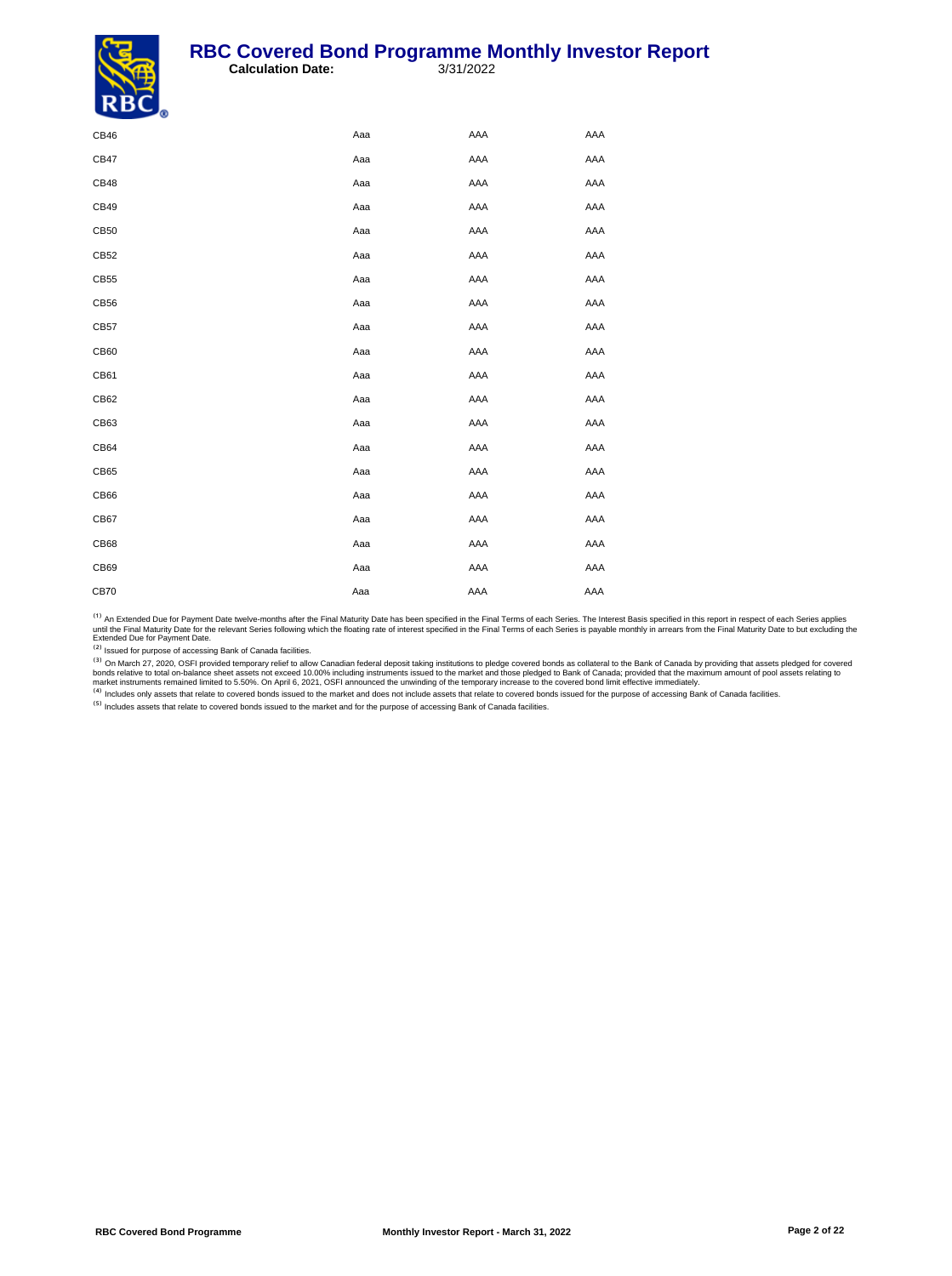| | | | |
|---|---|---|---|
| CB46 | Aaa | AAA | AAA |
| CB47 | Aaa | AAA | AAA |
| CB48 | Aaa | AAA | AAA |
| CB49 | Aaa | AAA | AAA |
| CB50 | Aaa | AAA | AAA |
| CB52 | Aaa | AAA | AAA |
| CB55 | Aaa | AAA | AAA |
| CB56 | Aaa | AAA | AAA |
| CB57 | Aaa | AAA | AAA |
| CB60 | Aaa | AAA | AAA |
| CB61 | Aaa | AAA | AAA |
| CB62 | Aaa | AAA | AAA |
| CB63 | Aaa | AAA | AAA |
| CB64 | Aaa | AAA | AAA |
| CB65 | Aaa | AAA | AAA |
| CB66 | Aaa | AAA | AAA |
| CB67 | Aaa | AAA | AAA |
| CB68 | Aaa | AAA | AAA |
| CB69 | Aaa | AAA | AAA |
| CB70 | Aaa | AAA | AAA |

(1) An Extended Due for Payment Date twelve-months after the Final Maturity Date has been specified in the Final Terms of each Series. The Interest Basis specified in this report in respect of each Series applies until the Final Maturity Date for the relevant Series following which the floating rate of interest specified in the Final Terms of each Series is payable monthly in arrears from the Final Maturity Date to but excluding the Extended Due for Payment Date.

(2) Issued for purpose of accessing Bank of Canada facilities.

(3) On March 27, 2020, OSFI provided temporary relief to allow Canadian federal deposit taking institutions to pledge covered bonds as collateral to the Bank of Canada by providing that assets pledged for covered bonds relative to total on-balance sheet assets not exceed 10.00% including instruments issued to the market and those pledged to Bank of Canada; provided that the maximum amount of pool assets relating to market instruments remained limited to 5.50%. On April 6, 2021, OSFI announced the unwinding of the temporary increase to the covered bond limit effective immediately.

(4) Includes only assets that relate to covered bonds issued to the market and does not include assets that relate to covered bonds issued for the purpose of accessing Bank of Canada facilities.

(5) Includes assets that relate to covered bonds issued to the market and for the purpose of accessing Bank of Canada facilities.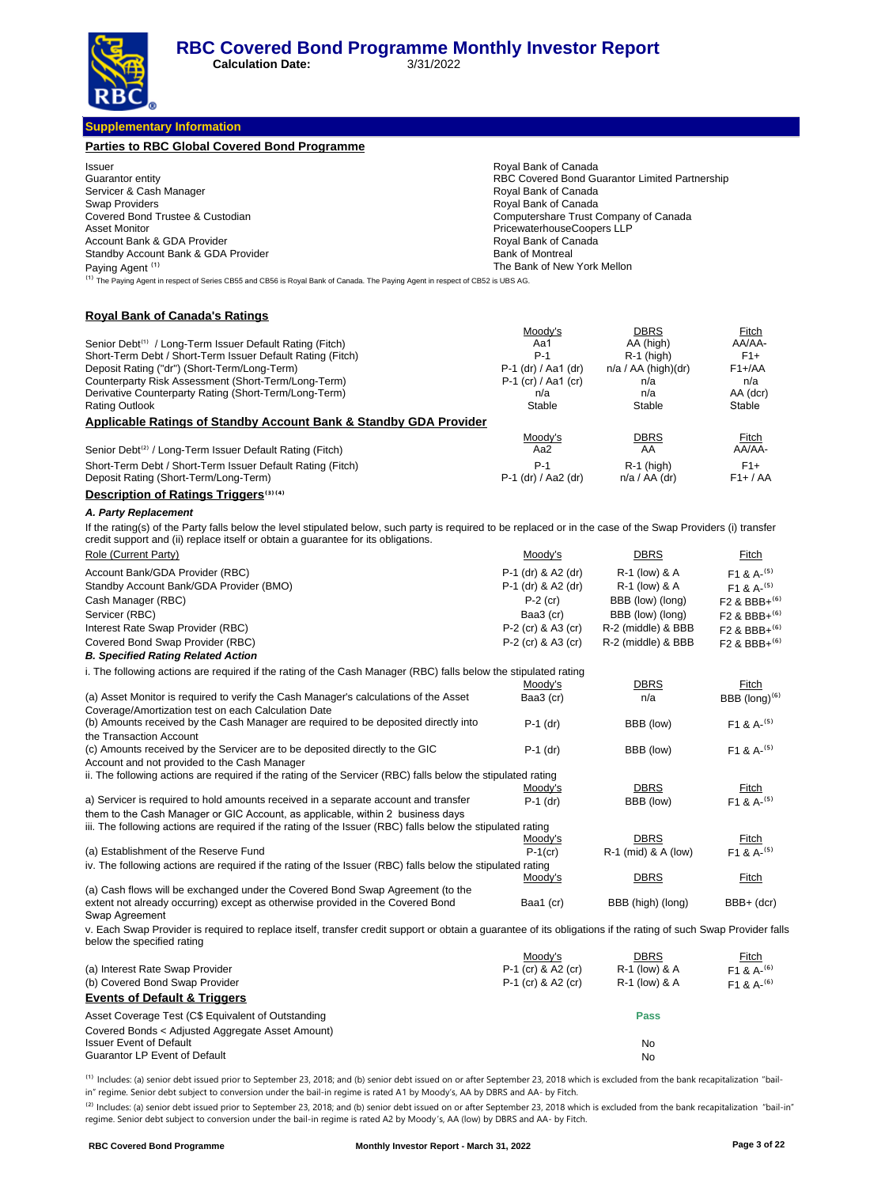# RBC Covered Bond Programme Monthly Investor Report

**Calculation Date:** 3/31/2022

## Supplementary Information

### Parties to RBC Global Covered Bond Programme

| | |
|---|---|
| Issuer | Royal Bank of Canada |
| Guarantor entity | RBC Covered Bond Guarantor Limited Partnership |
| Servicer & Cash Manager | Royal Bank of Canada |
| Swap Providers | Royal Bank of Canada |
| Covered Bond Trustee & Custodian | Computershare Trust Company of Canada |
| Asset Monitor | PricewaterhouseCoopers LLP |
| Account Bank & GDA Provider | Royal Bank of Canada |
| Standby Account Bank & GDA Provider | Bank of Montreal |
| Paying Agent [1] | The Bank of New York Mellon |

[1] The Paying Agent in respect of Series CB55 and CB56 is Royal Bank of Canada. The Paying Agent in respect of CB52 is UBS AG.

### Royal Bank of Canada's Ratings

| | Moody's | DBRS | Fitch |
|---|---|---|---|
| Senior Debt[1] / Long-Term Issuer Default Rating (Fitch) | Aa1 | AA (high) | AA/AA- |
| Short-Term Debt / Short-Term Issuer Default Rating (Fitch) | P-1 | R-1 (high) | F1+ |
| Deposit Rating ("dr") (Short-Term/Long-Term) | P-1 (dr) / Aa1 (dr) | n/a / AA (high)(dr) | F1+/AA |
| Counterparty Risk Assessment (Short-Term/Long-Term) | P-1 (cr) / Aa1 (cr) | n/a | n/a |
| Derivative Counterparty Rating (Short-Term/Long-Term) | n/a | n/a | AA (dcr) |
| Rating Outlook | Stable | Stable | Stable |

### Applicable Ratings of Standby Account Bank & Standby GDA Provider

| | Moody's | DBRS | Fitch |
|---|---|---|---|
| Senior Debt[2] / Long-Term Issuer Default Rating (Fitch) | Aa2 | AA | AA/AA- |
| Short-Term Debt / Short-Term Issuer Default Rating (Fitch) | P-1 | R-1 (high) | F1+ |
| Deposit Rating (Short-Term/Long-Term) | P-1 (dr) / Aa2 (dr) | n/a / AA (dr) | F1+ / AA |

### Description of Ratings Triggers[3][4]

***A. Party Replacement***

If the rating(s) of the Party falls below the level stipulated below, such party is required to be replaced or in the case of the Swap Providers (i) transfer credit support and (ii) replace itself or obtain a guarantee for its obligations.

| Role (Current Party) | Moody's | DBRS | Fitch |
|---|---|---|---|
| Account Bank/GDA Provider (RBC) | P-1 (dr) & A2 (dr) | R-1 (low) & A | F1 & A-[5] |
| Standby Account Bank/GDA Provider (BMO) | P-1 (dr) & A2 (dr) | R-1 (low) & A | F1 & A-[5] |
| Cash Manager (RBC) | P-2 (cr) | BBB (low) (long) | F2 & BBB+[6] |
| Servicer (RBC) | Baa3 (cr) | BBB (low) (long) | F2 & BBB+[6] |
| Interest Rate Swap Provider (RBC) | P-2 (cr) & A3 (cr) | R-2 (middle) & BBB | F2 & BBB+[6] |
| Covered Bond Swap Provider (RBC) | P-2 (cr) & A3 (cr) | R-2 (middle) & BBB | F2 & BBB+[6] |

***B. Specified Rating Related Action***

i. The following actions are required if the rating of the Cash Manager (RBC) falls below the stipulated rating

| | Moody's | DBRS | Fitch |
|---|---|---|---|
| (a) Asset Monitor is required to verify the Cash Manager's calculations of the Asset Coverage/Amortization test on each Calculation Date | Baa3 (cr) | n/a | BBB (long)[6] |
| (b) Amounts received by the Cash Manager are required to be deposited directly into the Transaction Account | P-1 (dr) | BBB (low) | F1 & A-[5] |
| (c) Amounts received by the Servicer are to be deposited directly to the GIC Account and not provided to the Cash Manager | P-1 (dr) | BBB (low) | F1 & A-[5] |

ii. The following actions are required if the rating of the Servicer (RBC) falls below the stipulated rating

| | Moody's | DBRS | Fitch |
|---|---|---|---|
| a) Servicer is required to hold amounts received in a separate account and transfer them to the Cash Manager or GIC Account, as applicable, within 2 business days | P-1 (dr) | BBB (low) | F1 & A-[5] |

iii. The following actions are required if the rating of the Issuer (RBC) falls below the stipulated rating

| | Moody's | DBRS | Fitch |
|---|---|---|---|
| (a) Establishment of the Reserve Fund | P-1(cr) | R-1 (mid) & A (low) | F1 & A-[5] |

iv. The following actions are required if the rating of the Issuer (RBC) falls below the stipulated rating

| | Moody's | DBRS | Fitch |
|---|---|---|---|
| (a) Cash flows will be exchanged under the Covered Bond Swap Agreement (to the extent not already occurring) except as otherwise provided in the Covered Bond Swap Agreement | Baa1 (cr) | BBB (high) (long) | BBB+ (dcr) |

v. Each Swap Provider is required to replace itself, transfer credit support or obtain a guarantee of its obligations if the rating of such Swap Provider falls below the specified rating

| | Moody's | DBRS | Fitch |
|---|---|---|---|
| (a) Interest Rate Swap Provider | P-1 (cr) & A2 (cr) | R-1 (low) & A | F1 & A-[6] |
| (b) Covered Bond Swap Provider | P-1 (cr) & A2 (cr) | R-1 (low) & A | F1 & A-[6] |

### Events of Default & Triggers

| | |
|---|---|
| Asset Coverage Test (C$ Equivalent of Outstanding Covered Bonds < Adjusted Aggregate Asset Amount) | Pass |
| Issuer Event of Default | No |
| Guarantor LP Event of Default | No |

[1] Includes: (a) senior debt issued prior to September 23, 2018; and (b) senior debt issued on or after September 23, 2018 which is excluded from the bank recapitalization "bail-in" regime. Senior debt subject to conversion under the bail-in regime is rated A1 by Moody's, AA by DBRS and AA- by Fitch.

[2] Includes: (a) senior debt issued prior to September 23, 2018; and (b) senior debt issued on or after September 23, 2018 which is excluded from the bank recapitalization "bail-in" regime. Senior debt subject to conversion under the bail-in regime is rated A2 by Moody's, AA (low) by DBRS and AA- by Fitch.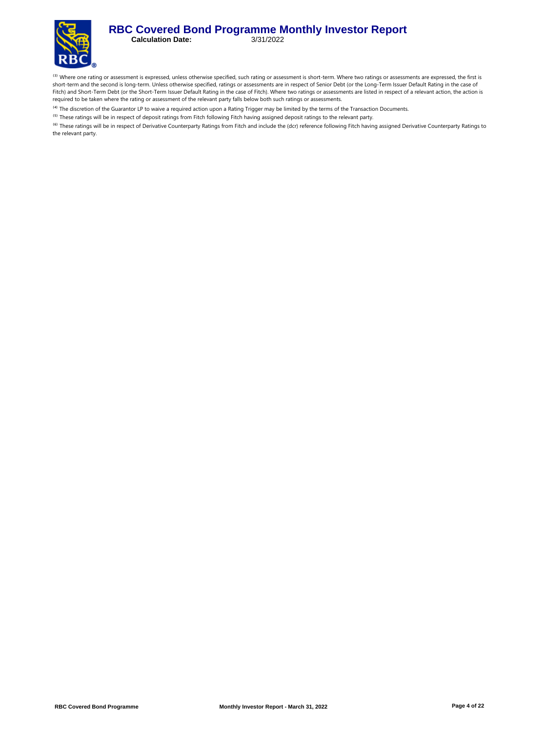[3] Where one rating or assessment is expressed, unless otherwise specified, such rating or assessment is short-term. Where two ratings or assessments are expressed, the first is short-term and the second is long-term. Unless otherwise specified, ratings or assessments are in respect of Senior Debt (or the Long-Term Issuer Default Rating in the case of Fitch) and Short-Term Debt (or the Short-Term Issuer Default Rating in the case of Fitch). Where two ratings or assessments are listed in respect of a relevant action, the action is required to be taken where the rating or assessment of the relevant party falls below both such ratings or assessments.

[4] The discretion of the Guarantor LP to waive a required action upon a Rating Trigger may be limited by the terms of the Transaction Documents.

[5] These ratings will be in respect of deposit ratings from Fitch following Fitch having assigned deposit ratings to the relevant party.

[6] These ratings will be in respect of Derivative Counterparty Ratings from Fitch and include the (dcr) reference following Fitch having assigned Derivative Counterparty Ratings to the relevant party.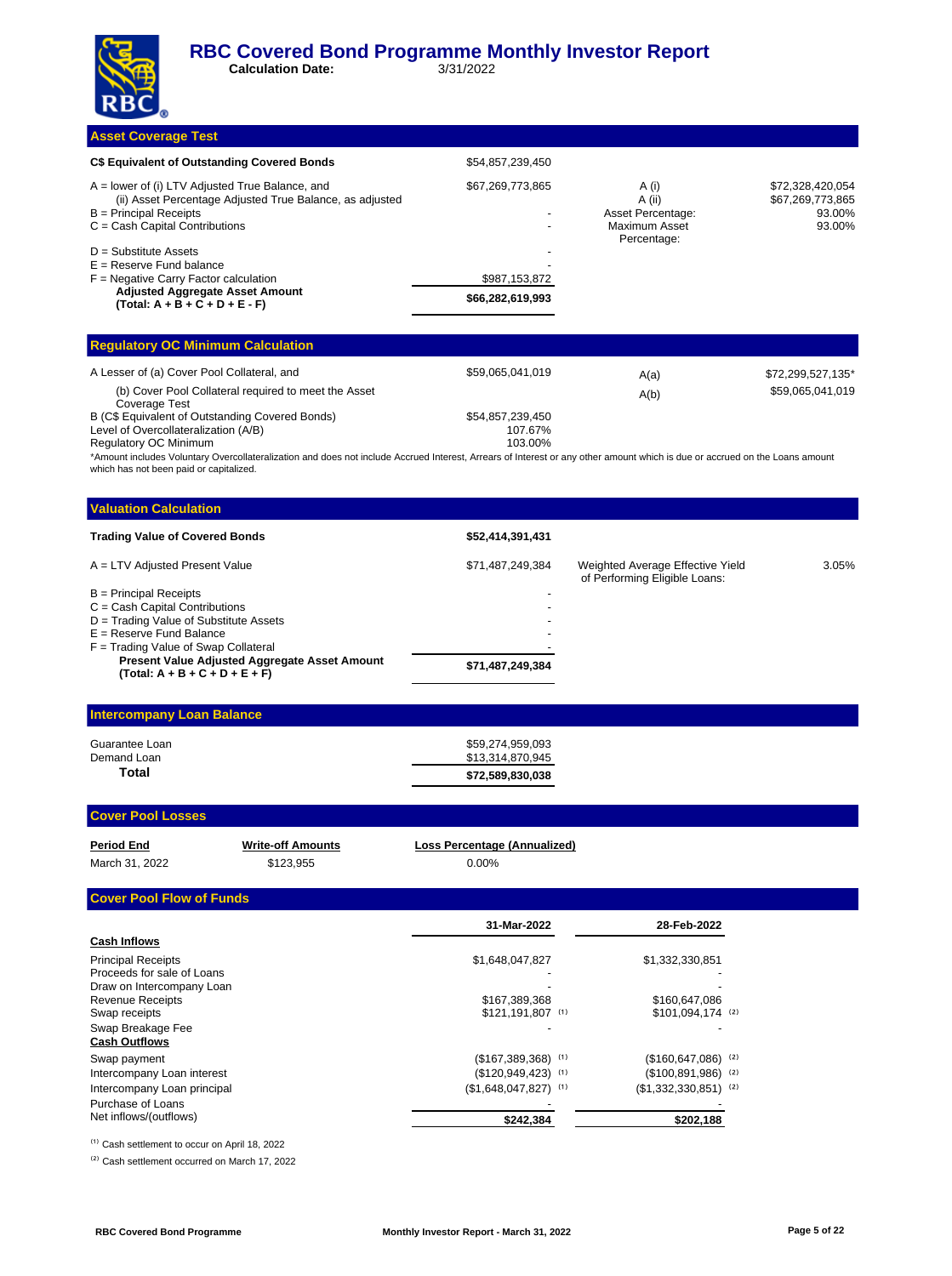# RBC Covered Bond Programme Monthly Investor Report

**Calculation Date:** 3/31/2022

## Asset Coverage Test

| | | | |
|---|---|---|---|
| **C$ Equivalent of Outstanding Covered Bonds** | $54,857,239,450 | | |
| A = lower of (i) LTV Adjusted True Balance, and (ii) Asset Percentage Adjusted True Balance, as adjusted | $67,269,773,865 | A (i) | $72,328,420,054 |
| | | A (ii) | $67,269,773,865 |
| B = Principal Receipts | - | Asset Percentage: | 93.00% |
| C = Cash Capital Contributions | - | Maximum Asset Percentage: | 93.00% |
| D = Substitute Assets | - | | |
| E = Reserve Fund balance | - | | |
| F = Negative Carry Factor calculation | $987,153,872 | | |
| **Adjusted Aggregate Asset Amount (Total: A + B + C + D + E - F)** | **$66,282,619,993** | | |

## Regulatory OC Minimum Calculation

| | | | |
|---|---|---|---|
| A Lesser of (a) Cover Pool Collateral, and | $59,065,041,019 | A(a) | $72,299,527,135* |
| (b) Cover Pool Collateral required to meet the Asset Coverage Test | | A(b) | $59,065,041,019 |
| B (C$ Equivalent of Outstanding Covered Bonds) | $54,857,239,450 | | |
| Level of Overcollateralization (A/B) | 107.67% | | |
| Regulatory OC Minimum | 103.00% | | |

*Amount includes Voluntary Overcollateralization and does not include Accrued Interest, Arrears of Interest or any other amount which is due or accrued on the Loans amount which has not been paid or capitalized.

## Valuation Calculation

| | | | |
|---|---|---|---|
| **Trading Value of Covered Bonds** | **$52,414,391,431** | | |
| A = LTV Adjusted Present Value | $71,487,249,384 | Weighted Average Effective Yield of Performing Eligible Loans: | 3.05% |
| B = Principal Receipts | - | | |
| C = Cash Capital Contributions | - | | |
| D = Trading Value of Substitute Assets | - | | |
| E = Reserve Fund Balance | - | | |
| F = Trading Value of Swap Collateral | - | | |
| **Present Value Adjusted Aggregate Asset Amount (Total: A + B + C + D + E + F)** | **$71,487,249,384** | | |

## Intercompany Loan Balance

| | |
|---|---|
| Guarantee Loan | $59,274,959,093 |
| Demand Loan | $13,314,870,945 |
| **Total** | **$72,589,830,038** |

## Cover Pool Losses

| Period End | Write-off Amounts | Loss Percentage (Annualized) |
|---|---|---|
| March 31, 2022 | $123,955 | 0.00% |

## Cover Pool Flow of Funds

| | 31-Mar-2022 | 28-Feb-2022 |
|---|---|---|
| **Cash Inflows** | | |
| Principal Receipts | $1,648,047,827 | $1,332,330,851 |
| Proceeds for sale of Loans | - | - |
| Draw on Intercompany Loan | - | - |
| Revenue Receipts | $167,389,368 | $160,647,086 |
| Swap receipts | $121,191,807 (1) | $101,094,174 (2) |
| Swap Breakage Fee | - | - |
| **Cash Outflows** | | |
| Swap payment | ($167,389,368) (1) | ($160,647,086) (2) |
| Intercompany Loan interest | ($120,949,423) (1) | ($100,891,986) (2) |
| Intercompany Loan principal | ($1,648,047,827) (1) | ($1,332,330,851) (2) |
| Purchase of Loans | - | - |
| Net inflows/(outflows) | **$242,384** | **$202,188** |

(1) Cash settlement to occur on April 18, 2022

(2) Cash settlement occurred on March 17, 2022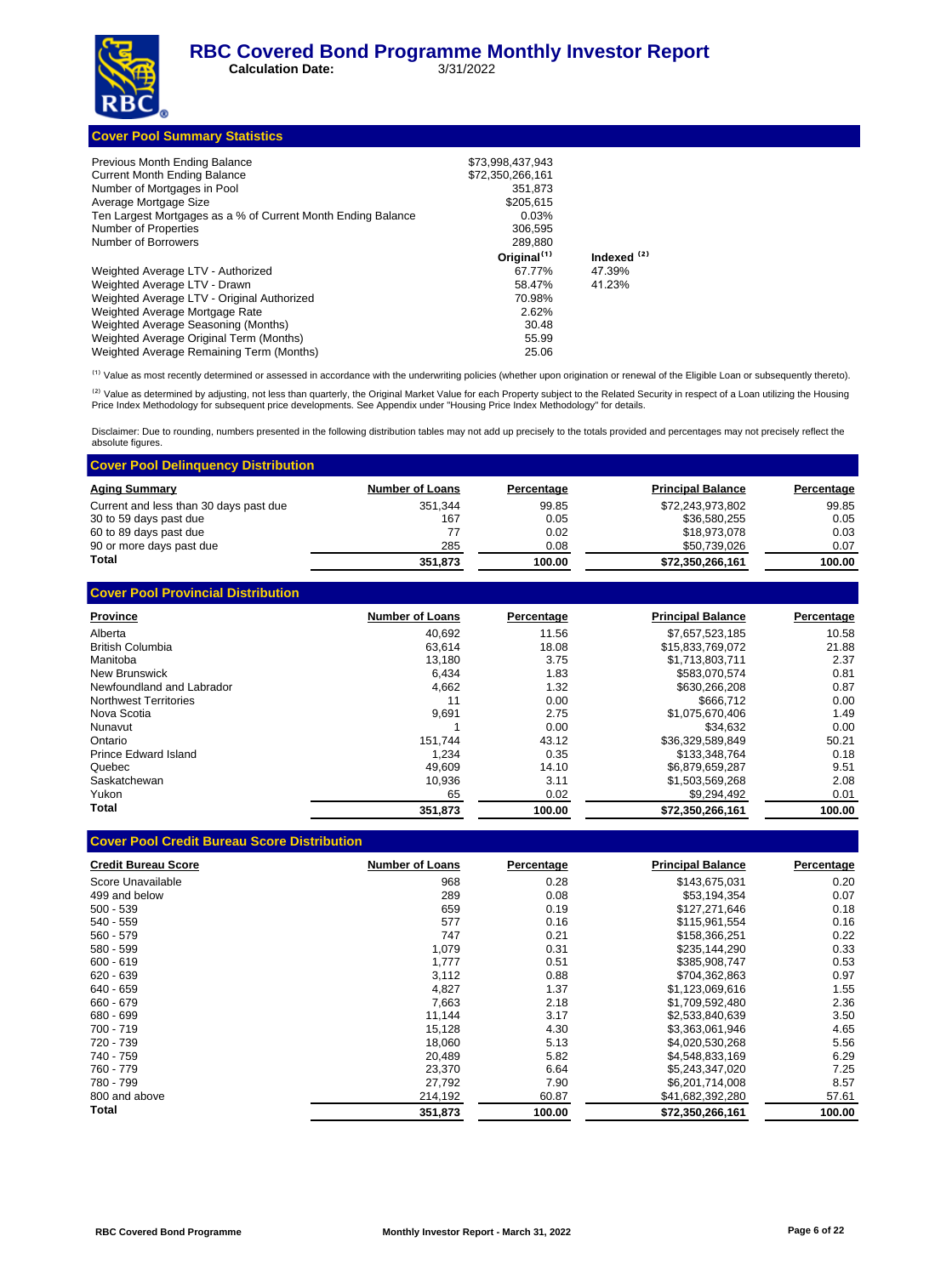# RBC Covered Bond Programme Monthly Investor Report

**Calculation Date:** 3/31/2022

## Cover Pool Summary Statistics

| | | |
|---|---|---|
| Previous Month Ending Balance | $73,998,437,943 | |
| Current Month Ending Balance | $72,350,266,161 | |
| Number of Mortgages in Pool | 351,873 | |
| Average Mortgage Size | $205,615 | |
| Ten Largest Mortgages as a % of Current Month Ending Balance | 0.03% | |
| Number of Properties | 306,595 | |
| Number of Borrowers | 289,880 | |
| | **Original[1]** | **Indexed [2]** |
| Weighted Average LTV - Authorized | 67.77% | 47.39% |
| Weighted Average LTV - Drawn | 58.47% | 41.23% |
| Weighted Average LTV - Original Authorized | 70.98% | |
| Weighted Average Mortgage Rate | 2.62% | |
| Weighted Average Seasoning (Months) | 30.48 | |
| Weighted Average Original Term (Months) | 55.99 | |
| Weighted Average Remaining Term (Months) | 25.06 | |

[1] Value as most recently determined or assessed in accordance with the underwriting policies (whether upon origination or renewal of the Eligible Loan or subsequently thereto).

[2] Value as determined by adjusting, not less than quarterly, the Original Market Value for each Property subject to the Related Security in respect of a Loan utilizing the Housing Price Index Methodology for subsequent price developments. See Appendix under "Housing Price Index Methodology" for details.

Disclaimer: Due to rounding, numbers presented in the following distribution tables may not add up precisely to the totals provided and percentages may not precisely reflect the absolute figures.

## Cover Pool Delinquency Distribution

| Aging Summary | Number of Loans | Percentage | Principal Balance | Percentage |
|---|---|---|---|---|
| Current and less than 30 days past due | 351,344 | 99.85 | $72,243,973,802 | 99.85 |
| 30 to 59 days past due | 167 | 0.05 | $36,580,255 | 0.05 |
| 60 to 89 days past due | 77 | 0.02 | $18,973,078 | 0.03 |
| 90 or more days past due | 285 | 0.08 | $50,739,026 | 0.07 |
| **Total** | **351,873** | **100.00** | **$72,350,266,161** | **100.00** |

## Cover Pool Provincial Distribution

| Province | Number of Loans | Percentage | Principal Balance | Percentage |
|---|---|---|---|---|
| Alberta | 40,692 | 11.56 | $7,657,523,185 | 10.58 |
| British Columbia | 63,614 | 18.08 | $15,833,769,072 | 21.88 |
| Manitoba | 13,180 | 3.75 | $1,713,803,711 | 2.37 |
| New Brunswick | 6,434 | 1.83 | $583,070,574 | 0.81 |
| Newfoundland and Labrador | 4,662 | 1.32 | $630,266,208 | 0.87 |
| Northwest Territories | 11 | 0.00 | $666,712 | 0.00 |
| Nova Scotia | 9,691 | 2.75 | $1,075,670,406 | 1.49 |
| Nunavut | 1 | 0.00 | $34,632 | 0.00 |
| Ontario | 151,744 | 43.12 | $36,329,589,849 | 50.21 |
| Prince Edward Island | 1,234 | 0.35 | $133,348,764 | 0.18 |
| Quebec | 49,609 | 14.10 | $6,879,659,287 | 9.51 |
| Saskatchewan | 10,936 | 3.11 | $1,503,569,268 | 2.08 |
| Yukon | 65 | 0.02 | $9,294,492 | 0.01 |
| **Total** | **351,873** | **100.00** | **$72,350,266,161** | **100.00** |

## Cover Pool Credit Bureau Score Distribution

| Credit Bureau Score | Number of Loans | Percentage | Principal Balance | Percentage |
|---|---|---|---|---|
| Score Unavailable | 968 | 0.28 | $143,675,031 | 0.20 |
| 499 and below | 289 | 0.08 | $53,194,354 | 0.07 |
| 500 - 539 | 659 | 0.19 | $127,271,646 | 0.18 |
| 540 - 559 | 577 | 0.16 | $115,961,554 | 0.16 |
| 560 - 579 | 747 | 0.21 | $158,366,251 | 0.22 |
| 580 - 599 | 1,079 | 0.31 | $235,144,290 | 0.33 |
| 600 - 619 | 1,777 | 0.51 | $385,908,747 | 0.53 |
| 620 - 639 | 3,112 | 0.88 | $704,362,863 | 0.97 |
| 640 - 659 | 4,827 | 1.37 | $1,123,069,616 | 1.55 |
| 660 - 679 | 7,663 | 2.18 | $1,709,592,480 | 2.36 |
| 680 - 699 | 11,144 | 3.17 | $2,533,840,639 | 3.50 |
| 700 - 719 | 15,128 | 4.30 | $3,363,061,946 | 4.65 |
| 720 - 739 | 18,060 | 5.13 | $4,020,530,268 | 5.56 |
| 740 - 759 | 20,489 | 5.82 | $4,548,833,169 | 6.29 |
| 760 - 779 | 23,370 | 6.64 | $5,243,347,020 | 7.25 |
| 780 - 799 | 27,792 | 7.90 | $6,201,714,008 | 8.57 |
| 800 and above | 214,192 | 60.87 | $41,682,392,280 | 57.61 |
| **Total** | **351,873** | **100.00** | **$72,350,266,161** | **100.00** |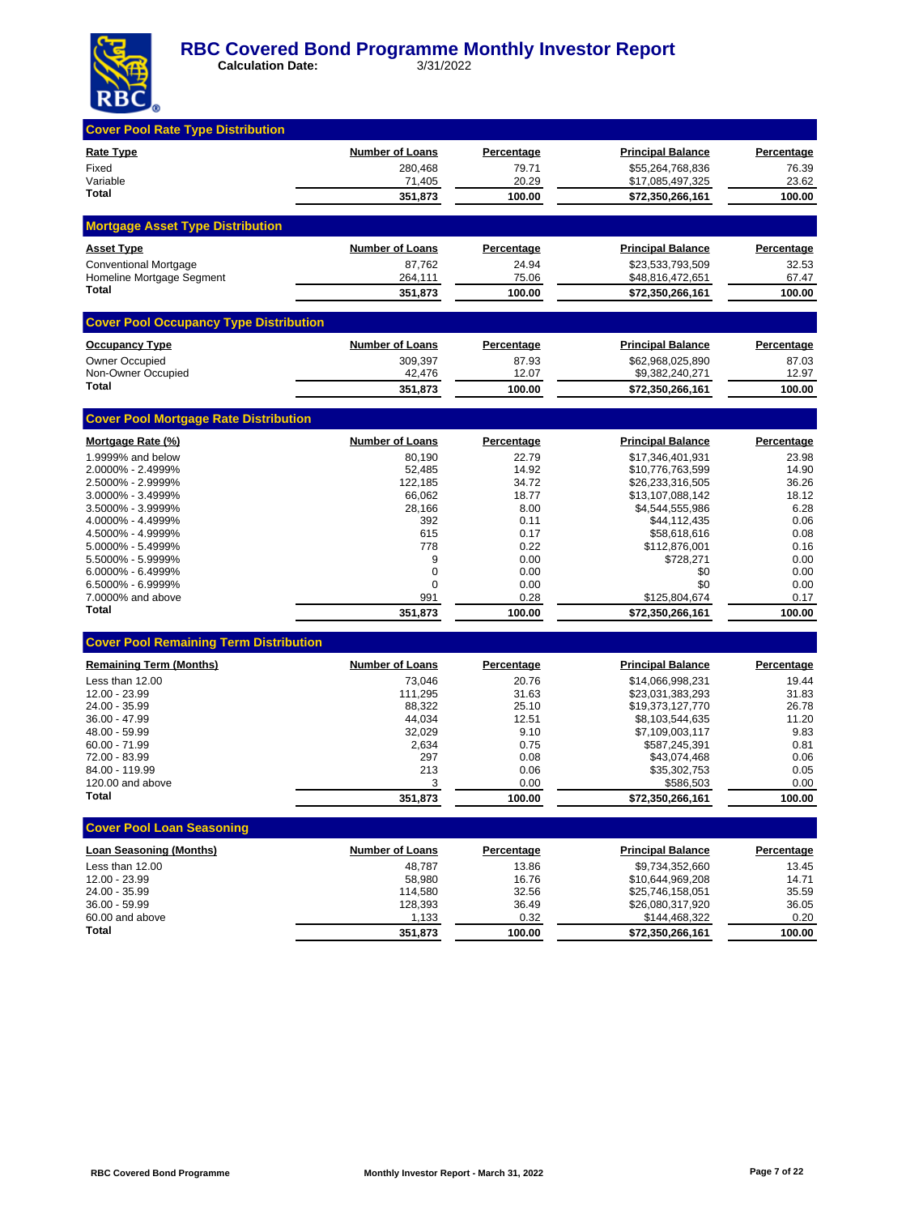# RBC Covered Bond Programme Monthly Investor Report

**Calculation Date:** 3/31/2022

## Cover Pool Rate Type Distribution

| Rate Type | Number of Loans | Percentage | Principal Balance | Percentage |
|---|---|---|---|---|
| Fixed | 280,468 | 79.71 | $55,264,768,836 | 76.39 |
| Variable | 71,405 | 20.29 | $17,085,497,325 | 23.62 |
| **Total** | **351,873** | **100.00** | **$72,350,266,161** | **100.00** |

## Mortgage Asset Type Distribution

| Asset Type | Number of Loans | Percentage | Principal Balance | Percentage |
|---|---|---|---|---|
| Conventional Mortgage | 87,762 | 24.94 | $23,533,793,509 | 32.53 |
| Homeline Mortgage Segment | 264,111 | 75.06 | $48,816,472,651 | 67.47 |
| **Total** | **351,873** | **100.00** | **$72,350,266,161** | **100.00** |

## Cover Pool Occupancy Type Distribution

| Occupancy Type | Number of Loans | Percentage | Principal Balance | Percentage |
|---|---|---|---|---|
| Owner Occupied | 309,397 | 87.93 | $62,968,025,890 | 87.03 |
| Non-Owner Occupied | 42,476 | 12.07 | $9,382,240,271 | 12.97 |
| **Total** | **351,873** | **100.00** | **$72,350,266,161** | **100.00** |

## Cover Pool Mortgage Rate Distribution

| Mortgage Rate (%) | Number of Loans | Percentage | Principal Balance | Percentage |
|---|---|---|---|---|
| 1.9999% and below | 80,190 | 22.79 | $17,346,401,931 | 23.98 |
| 2.0000% - 2.4999% | 52,485 | 14.92 | $10,776,763,599 | 14.90 |
| 2.5000% - 2.9999% | 122,185 | 34.72 | $26,233,316,505 | 36.26 |
| 3.0000% - 3.4999% | 66,062 | 18.77 | $13,107,088,142 | 18.12 |
| 3.5000% - 3.9999% | 28,166 | 8.00 | $4,544,555,986 | 6.28 |
| 4.0000% - 4.4999% | 392 | 0.11 | $44,112,435 | 0.06 |
| 4.5000% - 4.9999% | 615 | 0.17 | $58,618,616 | 0.08 |
| 5.0000% - 5.4999% | 778 | 0.22 | $112,876,001 | 0.16 |
| 5.5000% - 5.9999% | 9 | 0.00 | $728,271 | 0.00 |
| 6.0000% - 6.4999% | 0 | 0.00 | $0 | 0.00 |
| 6.5000% - 6.9999% | 0 | 0.00 | $0 | 0.00 |
| 7.0000% and above | 991 | 0.28 | $125,804,674 | 0.17 |
| **Total** | **351,873** | **100.00** | **$72,350,266,161** | **100.00** |

## Cover Pool Remaining Term Distribution

| Remaining Term (Months) | Number of Loans | Percentage | Principal Balance | Percentage |
|---|---|---|---|---|
| Less than 12.00 | 73,046 | 20.76 | $14,066,998,231 | 19.44 |
| 12.00 - 23.99 | 111,295 | 31.63 | $23,031,383,293 | 31.83 |
| 24.00 - 35.99 | 88,322 | 25.10 | $19,373,127,770 | 26.78 |
| 36.00 - 47.99 | 44,034 | 12.51 | $8,103,544,635 | 11.20 |
| 48.00 - 59.99 | 32,029 | 9.10 | $7,109,003,117 | 9.83 |
| 60.00 - 71.99 | 2,634 | 0.75 | $587,245,391 | 0.81 |
| 72.00 - 83.99 | 297 | 0.08 | $43,074,468 | 0.06 |
| 84.00 - 119.99 | 213 | 0.06 | $35,302,753 | 0.05 |
| 120.00 and above | 3 | 0.00 | $586,503 | 0.00 |
| **Total** | **351,873** | **100.00** | **$72,350,266,161** | **100.00** |

## Cover Pool Loan Seasoning

| Loan Seasoning (Months) | Number of Loans | Percentage | Principal Balance | Percentage |
|---|---|---|---|---|
| Less than 12.00 | 48,787 | 13.86 | $9,734,352,660 | 13.45 |
| 12.00 - 23.99 | 58,980 | 16.76 | $10,644,969,208 | 14.71 |
| 24.00 - 35.99 | 114,580 | 32.56 | $25,746,158,051 | 35.59 |
| 36.00 - 59.99 | 128,393 | 36.49 | $26,080,317,920 | 36.05 |
| 60.00 and above | 1,133 | 0.32 | $144,468,322 | 0.20 |
| **Total** | **351,873** | **100.00** | **$72,350,266,161** | **100.00** |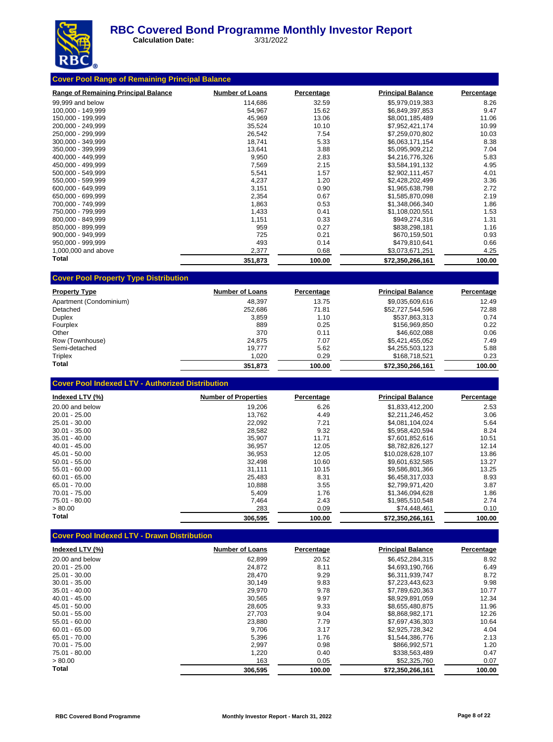# RBC Covered Bond Programme Monthly Investor Report

**Calculation Date:** 3/31/2022

## Cover Pool Range of Remaining Principal Balance

| Range of Remaining Principal Balance | Number of Loans | Percentage | Principal Balance | Percentage |
|---|---|---|---|---|
| 99,999 and below | 114,686 | 32.59 | $5,979,019,383 | 8.26 |
| 100,000 - 149,999 | 54,967 | 15.62 | $6,849,397,853 | 9.47 |
| 150,000 - 199,999 | 45,969 | 13.06 | $8,001,185,489 | 11.06 |
| 200,000 - 249,999 | 35,524 | 10.10 | $7,952,421,174 | 10.99 |
| 250,000 - 299,999 | 26,542 | 7.54 | $7,259,070,802 | 10.03 |
| 300,000 - 349,999 | 18,741 | 5.33 | $6,063,171,154 | 8.38 |
| 350,000 - 399,999 | 13,641 | 3.88 | $5,095,909,212 | 7.04 |
| 400,000 - 449,999 | 9,950 | 2.83 | $4,216,776,326 | 5.83 |
| 450,000 - 499,999 | 7,569 | 2.15 | $3,584,191,132 | 4.95 |
| 500,000 - 549,999 | 5,541 | 1.57 | $2,902,111,457 | 4.01 |
| 550,000 - 599,999 | 4,237 | 1.20 | $2,428,202,499 | 3.36 |
| 600,000 - 649,999 | 3,151 | 0.90 | $1,965,638,798 | 2.72 |
| 650,000 - 699,999 | 2,354 | 0.67 | $1,585,870,098 | 2.19 |
| 700,000 - 749,999 | 1,863 | 0.53 | $1,348,066,340 | 1.86 |
| 750,000 - 799,999 | 1,433 | 0.41 | $1,108,020,551 | 1.53 |
| 800,000 - 849,999 | 1,151 | 0.33 | $949,274,316 | 1.31 |
| 850,000 - 899,999 | 959 | 0.27 | $838,298,181 | 1.16 |
| 900,000 - 949,999 | 725 | 0.21 | $670,159,501 | 0.93 |
| 950,000 - 999,999 | 493 | 0.14 | $479,810,641 | 0.66 |
| 1,000,000 and above | 2,377 | 0.68 | $3,073,671,251 | 4.25 |
| **Total** | **351,873** | **100.00** | **$72,350,266,161** | **100.00** |

## Cover Pool Property Type Distribution

| Property Type | Number of Loans | Percentage | Principal Balance | Percentage |
|---|---|---|---|---|
| Apartment (Condominium) | 48,397 | 13.75 | $9,035,609,616 | 12.49 |
| Detached | 252,686 | 71.81 | $52,727,544,596 | 72.88 |
| Duplex | 3,859 | 1.10 | $537,863,313 | 0.74 |
| Fourplex | 889 | 0.25 | $156,969,850 | 0.22 |
| Other | 370 | 0.11 | $46,602,088 | 0.06 |
| Row (Townhouse) | 24,875 | 7.07 | $5,421,455,052 | 7.49 |
| Semi-detached | 19,777 | 5.62 | $4,255,503,123 | 5.88 |
| Triplex | 1,020 | 0.29 | $168,718,521 | 0.23 |
| **Total** | **351,873** | **100.00** | **$72,350,266,161** | **100.00** |

## Cover Pool Indexed LTV - Authorized Distribution

| Indexed LTV (%) | Number of Properties | Percentage | Principal Balance | Percentage |
|---|---|---|---|---|
| 20.00 and below | 19,206 | 6.26 | $1,833,412,200 | 2.53 |
| 20.01 - 25.00 | 13,762 | 4.49 | $2,211,246,452 | 3.06 |
| 25.01 - 30.00 | 22,092 | 7.21 | $4,081,104,024 | 5.64 |
| 30.01 - 35.00 | 28,582 | 9.32 | $5,958,420,594 | 8.24 |
| 35.01 - 40.00 | 35,907 | 11.71 | $7,601,852,616 | 10.51 |
| 40.01 - 45.00 | 36,957 | 12.05 | $8,782,826,127 | 12.14 |
| 45.01 - 50.00 | 36,953 | 12.05 | $10,028,628,107 | 13.86 |
| 50.01 - 55.00 | 32,498 | 10.60 | $9,601,632,585 | 13.27 |
| 55.01 - 60.00 | 31,111 | 10.15 | $9,586,801,366 | 13.25 |
| 60.01 - 65.00 | 25,483 | 8.31 | $6,458,317,033 | 8.93 |
| 65.01 - 70.00 | 10,888 | 3.55 | $2,799,971,420 | 3.87 |
| 70.01 - 75.00 | 5,409 | 1.76 | $1,346,094,628 | 1.86 |
| 75.01 - 80.00 | 7,464 | 2.43 | $1,985,510,548 | 2.74 |
| > 80.00 | 283 | 0.09 | $74,448,461 | 0.10 |
| **Total** | **306,595** | **100.00** | **$72,350,266,161** | **100.00** |

## Cover Pool Indexed LTV - Drawn Distribution

| Indexed LTV (%) | Number of Loans | Percentage | Principal Balance | Percentage |
|---|---|---|---|---|
| 20.00 and below | 62,899 | 20.52 | $6,452,284,315 | 8.92 |
| 20.01 - 25.00 | 24,872 | 8.11 | $4,693,190,766 | 6.49 |
| 25.01 - 30.00 | 28,470 | 9.29 | $6,311,939,747 | 8.72 |
| 30.01 - 35.00 | 30,149 | 9.83 | $7,223,443,623 | 9.98 |
| 35.01 - 40.00 | 29,970 | 9.78 | $7,789,620,363 | 10.77 |
| 40.01 - 45.00 | 30,565 | 9.97 | $8,929,891,059 | 12.34 |
| 45.01 - 50.00 | 28,605 | 9.33 | $8,655,480,875 | 11.96 |
| 50.01 - 55.00 | 27,703 | 9.04 | $8,868,982,171 | 12.26 |
| 55.01 - 60.00 | 23,880 | 7.79 | $7,697,436,303 | 10.64 |
| 60.01 - 65.00 | 9,706 | 3.17 | $2,925,728,342 | 4.04 |
| 65.01 - 70.00 | 5,396 | 1.76 | $1,544,386,776 | 2.13 |
| 70.01 - 75.00 | 2,997 | 0.98 | $866,992,571 | 1.20 |
| 75.01 - 80.00 | 1,220 | 0.40 | $338,563,489 | 0.47 |
| > 80.00 | 163 | 0.05 | $52,325,760 | 0.07 |
| **Total** | **306,595** | **100.00** | **$72,350,266,161** | **100.00** |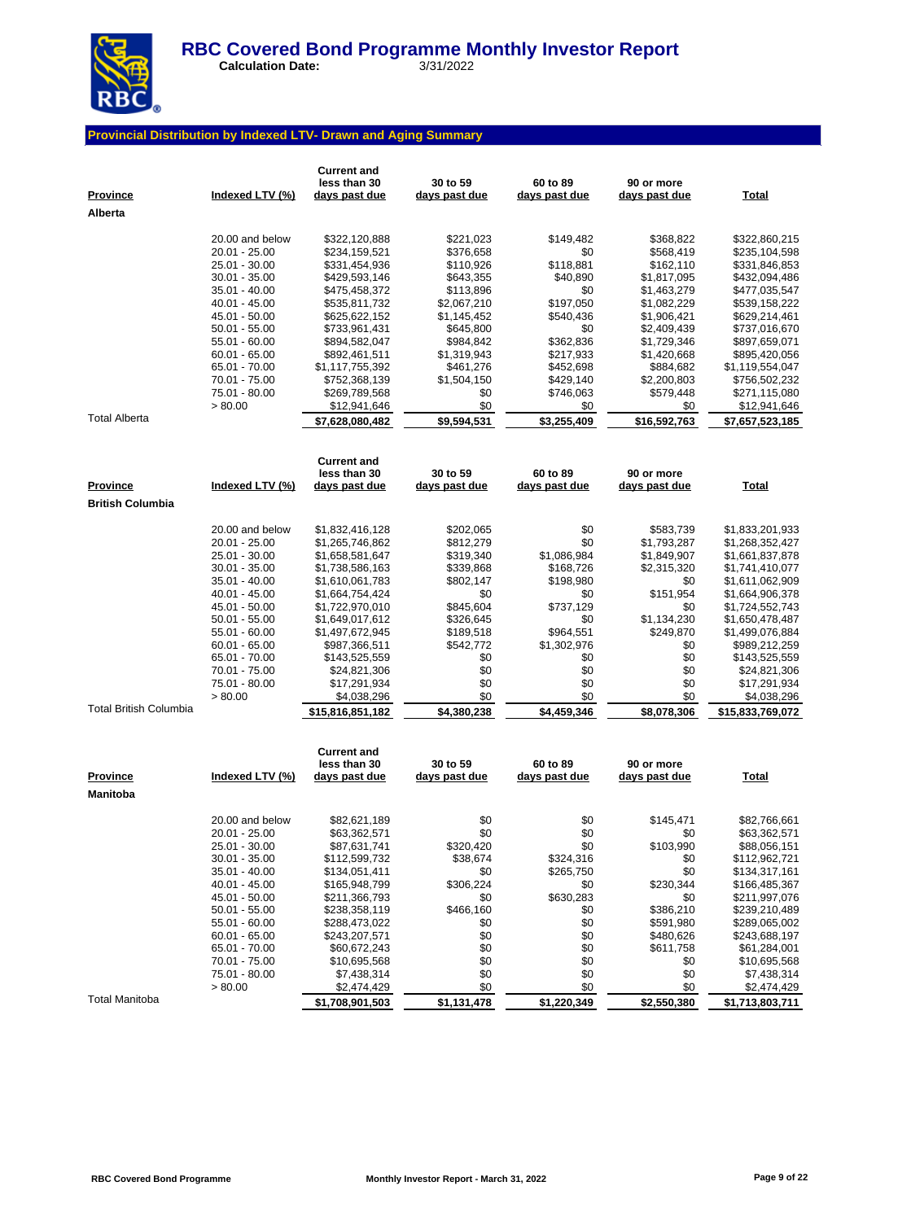# RBC Covered Bond Programme Monthly Investor Report

**Calculation Date:** 3/31/2022

## Provincial Distribution by Indexed LTV- Drawn and Aging Summary

| Province | Indexed LTV (%) | Current and less than 30 days past due | 30 to 59 days past due | 60 to 89 days past due | 90 or more days past due | Total |
|---|---|---|---|---|---|---|
| **Alberta** | | | | | | |
| | 20.00 and below | $322,120,888 | $221,023 | $149,482 | $368,822 | $322,860,215 |
| | 20.01 - 25.00 | $234,159,521 | $376,658 | $0 | $568,419 | $235,104,598 |
| | 25.01 - 30.00 | $331,454,936 | $110,926 | $118,881 | $162,110 | $331,846,853 |
| | 30.01 - 35.00 | $429,593,146 | $643,355 | $40,890 | $1,817,095 | $432,094,486 |
| | 35.01 - 40.00 | $475,458,372 | $113,896 | $0 | $1,463,279 | $477,035,547 |
| | 40.01 - 45.00 | $535,811,732 | $2,067,210 | $197,050 | $1,082,229 | $539,158,222 |
| | 45.01 - 50.00 | $625,622,152 | $1,145,452 | $540,436 | $1,906,421 | $629,214,461 |
| | 50.01 - 55.00 | $733,961,431 | $645,800 | $0 | $2,409,439 | $737,016,670 |
| | 55.01 - 60.00 | $894,582,047 | $984,842 | $362,836 | $1,729,346 | $897,659,071 |
| | 60.01 - 65.00 | $892,461,511 | $1,319,943 | $217,933 | $1,420,668 | $895,420,056 |
| | 65.01 - 70.00 | $1,117,755,392 | $461,276 | $452,698 | $884,682 | $1,119,554,047 |
| | 70.01 - 75.00 | $752,368,139 | $1,504,150 | $429,140 | $2,200,803 | $756,502,232 |
| | 75.01 - 80.00 | $269,789,568 | $0 | $746,063 | $579,448 | $271,115,080 |
| | > 80.00 | $12,941,646 | $0 | $0 | $0 | $12,941,646 |
| Total Alberta | | **$7,628,080,482** | **$9,594,531** | **$3,255,409** | **$16,592,763** | **$7,657,523,185** |

| Province | Indexed LTV (%) | Current and less than 30 days past due | 30 to 59 days past due | 60 to 89 days past due | 90 or more days past due | Total |
|---|---|---|---|---|---|---|
| **British Columbia** | | | | | | |
| | 20.00 and below | $1,832,416,128 | $202,065 | $0 | $583,739 | $1,833,201,933 |
| | 20.01 - 25.00 | $1,265,746,862 | $812,279 | $0 | $1,793,287 | $1,268,352,427 |
| | 25.01 - 30.00 | $1,658,581,647 | $319,340 | $1,086,984 | $1,849,907 | $1,661,837,878 |
| | 30.01 - 35.00 | $1,738,586,163 | $339,868 | $168,726 | $2,315,320 | $1,741,410,077 |
| | 35.01 - 40.00 | $1,610,061,783 | $802,147 | $198,980 | $0 | $1,611,062,909 |
| | 40.01 - 45.00 | $1,664,754,424 | $0 | $0 | $151,954 | $1,664,906,378 |
| | 45.01 - 50.00 | $1,722,970,010 | $845,604 | $737,129 | $0 | $1,724,552,743 |
| | 50.01 - 55.00 | $1,649,017,612 | $326,645 | $0 | $1,134,230 | $1,650,478,487 |
| | 55.01 - 60.00 | $1,497,672,945 | $189,518 | $964,551 | $249,870 | $1,499,076,884 |
| | 60.01 - 65.00 | $987,366,511 | $542,772 | $1,302,976 | $0 | $989,212,259 |
| | 65.01 - 70.00 | $143,525,559 | $0 | $0 | $0 | $143,525,559 |
| | 70.01 - 75.00 | $24,821,306 | $0 | $0 | $0 | $24,821,306 |
| | 75.01 - 80.00 | $17,291,934 | $0 | $0 | $0 | $17,291,934 |
| | > 80.00 | $4,038,296 | $0 | $0 | $0 | $4,038,296 |
| Total British Columbia | | **$15,816,851,182** | **$4,380,238** | **$4,459,346** | **$8,078,306** | **$15,833,769,072** |

| Province | Indexed LTV (%) | Current and less than 30 days past due | 30 to 59 days past due | 60 to 89 days past due | 90 or more days past due | Total |
|---|---|---|---|---|---|---|
| **Manitoba** | | | | | | |
| | 20.00 and below | $82,621,189 | $0 | $0 | $145,471 | $82,766,661 |
| | 20.01 - 25.00 | $63,362,571 | $0 | $0 | $0 | $63,362,571 |
| | 25.01 - 30.00 | $87,631,741 | $320,420 | $0 | $103,990 | $88,056,151 |
| | 30.01 - 35.00 | $112,599,732 | $38,674 | $324,316 | $0 | $112,962,721 |
| | 35.01 - 40.00 | $134,051,411 | $0 | $265,750 | $0 | $134,317,161 |
| | 40.01 - 45.00 | $165,948,799 | $306,224 | $0 | $230,344 | $166,485,367 |
| | 45.01 - 50.00 | $211,366,793 | $0 | $630,283 | $0 | $211,997,076 |
| | 50.01 - 55.00 | $238,358,119 | $466,160 | $0 | $386,210 | $239,210,489 |
| | 55.01 - 60.00 | $288,473,022 | $0 | $0 | $591,980 | $289,065,002 |
| | 60.01 - 65.00 | $243,207,571 | $0 | $0 | $480,626 | $243,688,197 |
| | 65.01 - 70.00 | $60,672,243 | $0 | $0 | $611,758 | $61,284,001 |
| | 70.01 - 75.00 | $10,695,568 | $0 | $0 | $0 | $10,695,568 |
| | 75.01 - 80.00 | $7,438,314 | $0 | $0 | $0 | $7,438,314 |
| | > 80.00 | $2,474,429 | $0 | $0 | $0 | $2,474,429 |
| Total Manitoba | | **$1,708,901,503** | **$1,131,478** | **$1,220,349** | **$2,550,380** | **$1,713,803,711** |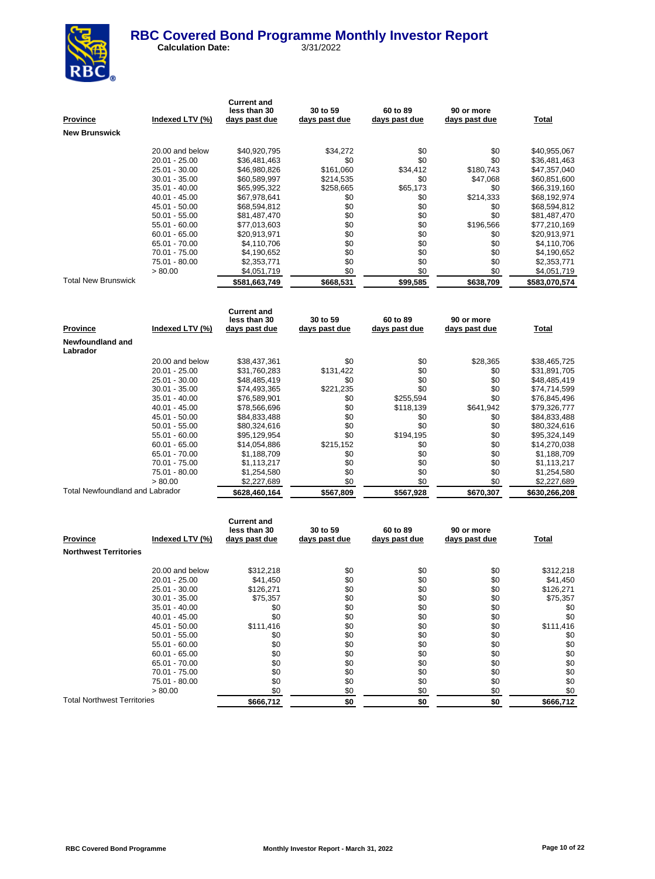# RBC Covered Bond Programme Monthly Investor Report

**Calculation Date:** 3/31/2022

| Province | Indexed LTV (%) | Current and less than 30 days past due | 30 to 59 days past due | 60 to 89 days past due | 90 or more days past due | Total |
|---|---|---|---|---|---|---|
| **New Brunswick** | | | | | | |
| | 20.00 and below | $40,920,795 | $34,272 | $0 | $0 | $40,955,067 |
| | 20.01 - 25.00 | $36,481,463 | $0 | $0 | $0 | $36,481,463 |
| | 25.01 - 30.00 | $46,980,826 | $161,060 | $34,412 | $180,743 | $47,357,040 |
| | 30.01 - 35.00 | $60,589,997 | $214,535 | $0 | $47,068 | $60,851,600 |
| | 35.01 - 40.00 | $65,995,322 | $258,665 | $65,173 | $0 | $66,319,160 |
| | 40.01 - 45.00 | $67,978,641 | $0 | $0 | $214,333 | $68,192,974 |
| | 45.01 - 50.00 | $68,594,812 | $0 | $0 | $0 | $68,594,812 |
| | 50.01 - 55.00 | $81,487,470 | $0 | $0 | $0 | $81,487,470 |
| | 55.01 - 60.00 | $77,013,603 | $0 | $0 | $196,566 | $77,210,169 |
| | 60.01 - 65.00 | $20,913,971 | $0 | $0 | $0 | $20,913,971 |
| | 65.01 - 70.00 | $4,110,706 | $0 | $0 | $0 | $4,110,706 |
| | 70.01 - 75.00 | $4,190,652 | $0 | $0 | $0 | $4,190,652 |
| | 75.01 - 80.00 | $2,353,771 | $0 | $0 | $0 | $2,353,771 |
| | > 80.00 | $4,051,719 | $0 | $0 | $0 | $4,051,719 |
| Total New Brunswick | | **$581,663,749** | **$668,531** | **$99,585** | **$638,709** | **$583,070,574** |

| Province | Indexed LTV (%) | Current and less than 30 days past due | 30 to 59 days past due | 60 to 89 days past due | 90 or more days past due | Total |
|---|---|---|---|---|---|---|
| **Newfoundland and Labrador** | | | | | | |
| | 20.00 and below | $38,437,361 | $0 | $0 | $28,365 | $38,465,725 |
| | 20.01 - 25.00 | $31,760,283 | $131,422 | $0 | $0 | $31,891,705 |
| | 25.01 - 30.00 | $48,485,419 | $0 | $0 | $0 | $48,485,419 |
| | 30.01 - 35.00 | $74,493,365 | $221,235 | $0 | $0 | $74,714,599 |
| | 35.01 - 40.00 | $76,589,901 | $0 | $255,594 | $0 | $76,845,496 |
| | 40.01 - 45.00 | $78,566,696 | $0 | $118,139 | $641,942 | $79,326,777 |
| | 45.01 - 50.00 | $84,833,488 | $0 | $0 | $0 | $84,833,488 |
| | 50.01 - 55.00 | $80,324,616 | $0 | $0 | $0 | $80,324,616 |
| | 55.01 - 60.00 | $95,129,954 | $0 | $194,195 | $0 | $95,324,149 |
| | 60.01 - 65.00 | $14,054,886 | $215,152 | $0 | $0 | $14,270,038 |
| | 65.01 - 70.00 | $1,188,709 | $0 | $0 | $0 | $1,188,709 |
| | 70.01 - 75.00 | $1,113,217 | $0 | $0 | $0 | $1,113,217 |
| | 75.01 - 80.00 | $1,254,580 | $0 | $0 | $0 | $1,254,580 |
| | > 80.00 | $2,227,689 | $0 | $0 | $0 | $2,227,689 |
| Total Newfoundland and Labrador | | **$628,460,164** | **$567,809** | **$567,928** | **$670,307** | **$630,266,208** |

| Province | Indexed LTV (%) | Current and less than 30 days past due | 30 to 59 days past due | 60 to 89 days past due | 90 or more days past due | Total |
|---|---|---|---|---|---|---|
| **Northwest Territories** | | | | | | |
| | 20.00 and below | $312,218 | $0 | $0 | $0 | $312,218 |
| | 20.01 - 25.00 | $41,450 | $0 | $0 | $0 | $41,450 |
| | 25.01 - 30.00 | $126,271 | $0 | $0 | $0 | $126,271 |
| | 30.01 - 35.00 | $75,357 | $0 | $0 | $0 | $75,357 |
| | 35.01 - 40.00 | $0 | $0 | $0 | $0 | $0 |
| | 40.01 - 45.00 | $0 | $0 | $0 | $0 | $0 |
| | 45.01 - 50.00 | $111,416 | $0 | $0 | $0 | $111,416 |
| | 50.01 - 55.00 | $0 | $0 | $0 | $0 | $0 |
| | 55.01 - 60.00 | $0 | $0 | $0 | $0 | $0 |
| | 60.01 - 65.00 | $0 | $0 | $0 | $0 | $0 |
| | 65.01 - 70.00 | $0 | $0 | $0 | $0 | $0 |
| | 70.01 - 75.00 | $0 | $0 | $0 | $0 | $0 |
| | 75.01 - 80.00 | $0 | $0 | $0 | $0 | $0 |
| | > 80.00 | $0 | $0 | $0 | $0 | $0 |
| Total Northwest Territories | | **$666,712** | **$0** | **$0** | **$0** | **$666,712** |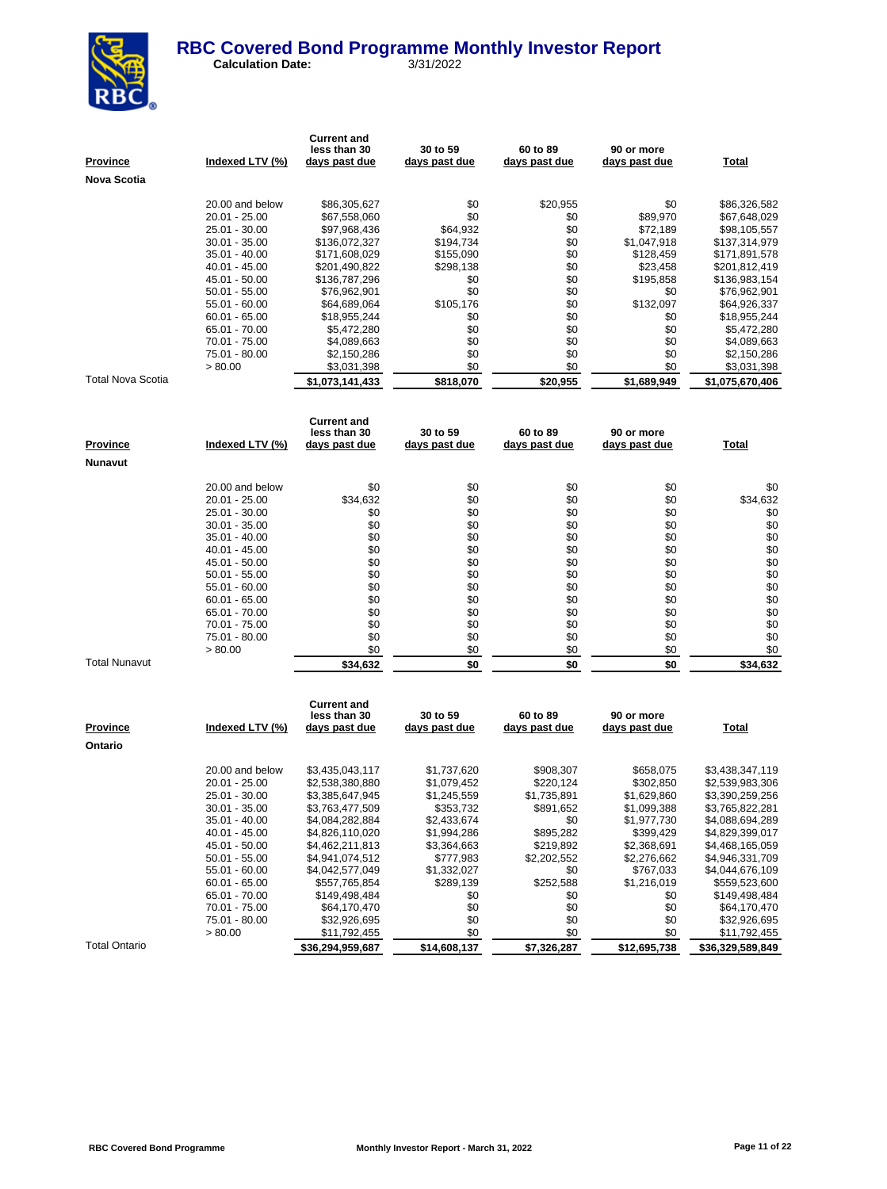# RBC Covered Bond Programme Monthly Investor Report

**Calculation Date:** 3/31/2022

| Province | Indexed LTV (%) | Current and less than 30 days past due | 30 to 59 days past due | 60 to 89 days past due | 90 or more days past due | Total |
|---|---|---|---|---|---|---|
| **Nova Scotia** | | | | | | |
| | 20.00 and below | $86,305,627 | $0 | $20,955 | $0 | $86,326,582 |
| | 20.01 - 25.00 | $67,558,060 | $0 | $0 | $89,970 | $67,648,029 |
| | 25.01 - 30.00 | $97,968,436 | $64,932 | $0 | $72,189 | $98,105,557 |
| | 30.01 - 35.00 | $136,072,327 | $194,734 | $0 | $1,047,918 | $137,314,979 |
| | 35.01 - 40.00 | $171,608,029 | $155,090 | $0 | $128,459 | $171,891,578 |
| | 40.01 - 45.00 | $201,490,822 | $298,138 | $0 | $23,458 | $201,812,419 |
| | 45.01 - 50.00 | $136,787,296 | $0 | $0 | $195,858 | $136,983,154 |
| | 50.01 - 55.00 | $76,962,901 | $0 | $0 | $0 | $76,962,901 |
| | 55.01 - 60.00 | $64,689,064 | $105,176 | $0 | $132,097 | $64,926,337 |
| | 60.01 - 65.00 | $18,955,244 | $0 | $0 | $0 | $18,955,244 |
| | 65.01 - 70.00 | $5,472,280 | $0 | $0 | $0 | $5,472,280 |
| | 70.01 - 75.00 | $4,089,663 | $0 | $0 | $0 | $4,089,663 |
| | 75.01 - 80.00 | $2,150,286 | $0 | $0 | $0 | $2,150,286 |
| | > 80.00 | $3,031,398 | $0 | $0 | $0 | $3,031,398 |
| Total Nova Scotia | | **$1,073,141,433** | **$818,070** | **$20,955** | **$1,689,949** | **$1,075,670,406** |

| Province | Indexed LTV (%) | Current and less than 30 days past due | 30 to 59 days past due | 60 to 89 days past due | 90 or more days past due | Total |
|---|---|---|---|---|---|---|
| **Nunavut** | | | | | | |
| | 20.00 and below | $0 | $0 | $0 | $0 | $0 |
| | 20.01 - 25.00 | $34,632 | $0 | $0 | $0 | $34,632 |
| | 25.01 - 30.00 | $0 | $0 | $0 | $0 | $0 |
| | 30.01 - 35.00 | $0 | $0 | $0 | $0 | $0 |
| | 35.01 - 40.00 | $0 | $0 | $0 | $0 | $0 |
| | 40.01 - 45.00 | $0 | $0 | $0 | $0 | $0 |
| | 45.01 - 50.00 | $0 | $0 | $0 | $0 | $0 |
| | 50.01 - 55.00 | $0 | $0 | $0 | $0 | $0 |
| | 55.01 - 60.00 | $0 | $0 | $0 | $0 | $0 |
| | 60.01 - 65.00 | $0 | $0 | $0 | $0 | $0 |
| | 65.01 - 70.00 | $0 | $0 | $0 | $0 | $0 |
| | 70.01 - 75.00 | $0 | $0 | $0 | $0 | $0 |
| | 75.01 - 80.00 | $0 | $0 | $0 | $0 | $0 |
| | > 80.00 | $0 | $0 | $0 | $0 | $0 |
| Total Nunavut | | **$34,632** | **$0** | **$0** | **$0** | **$34,632** |

| Province | Indexed LTV (%) | Current and less than 30 days past due | 30 to 59 days past due | 60 to 89 days past due | 90 or more days past due | Total |
|---|---|---|---|---|---|---|
| **Ontario** | | | | | | |
| | 20.00 and below | $3,435,043,117 | $1,737,620 | $908,307 | $658,075 | $3,438,347,119 |
| | 20.01 - 25.00 | $2,538,380,880 | $1,079,452 | $220,124 | $302,850 | $2,539,983,306 |
| | 25.01 - 30.00 | $3,385,647,945 | $1,245,559 | $1,735,891 | $1,629,860 | $3,390,259,256 |
| | 30.01 - 35.00 | $3,763,477,509 | $353,732 | $891,652 | $1,099,388 | $3,765,822,281 |
| | 35.01 - 40.00 | $4,084,282,884 | $2,433,674 | $0 | $1,977,730 | $4,088,694,289 |
| | 40.01 - 45.00 | $4,826,110,020 | $1,994,286 | $895,282 | $399,429 | $4,829,399,017 |
| | 45.01 - 50.00 | $4,462,211,813 | $3,364,663 | $219,892 | $2,368,691 | $4,468,165,059 |
| | 50.01 - 55.00 | $4,941,074,512 | $777,983 | $2,202,552 | $2,276,662 | $4,946,331,709 |
| | 55.01 - 60.00 | $4,042,577,049 | $1,332,027 | $0 | $767,033 | $4,044,676,109 |
| | 60.01 - 65.00 | $557,765,854 | $289,139 | $252,588 | $1,216,019 | $559,523,600 |
| | 65.01 - 70.00 | $149,498,484 | $0 | $0 | $0 | $149,498,484 |
| | 70.01 - 75.00 | $64,170,470 | $0 | $0 | $0 | $64,170,470 |
| | 75.01 - 80.00 | $32,926,695 | $0 | $0 | $0 | $32,926,695 |
| | > 80.00 | $11,792,455 | $0 | $0 | $0 | $11,792,455 |
| Total Ontario | | **$36,294,959,687** | **$14,608,137** | **$7,326,287** | **$12,695,738** | **$36,329,589,849** |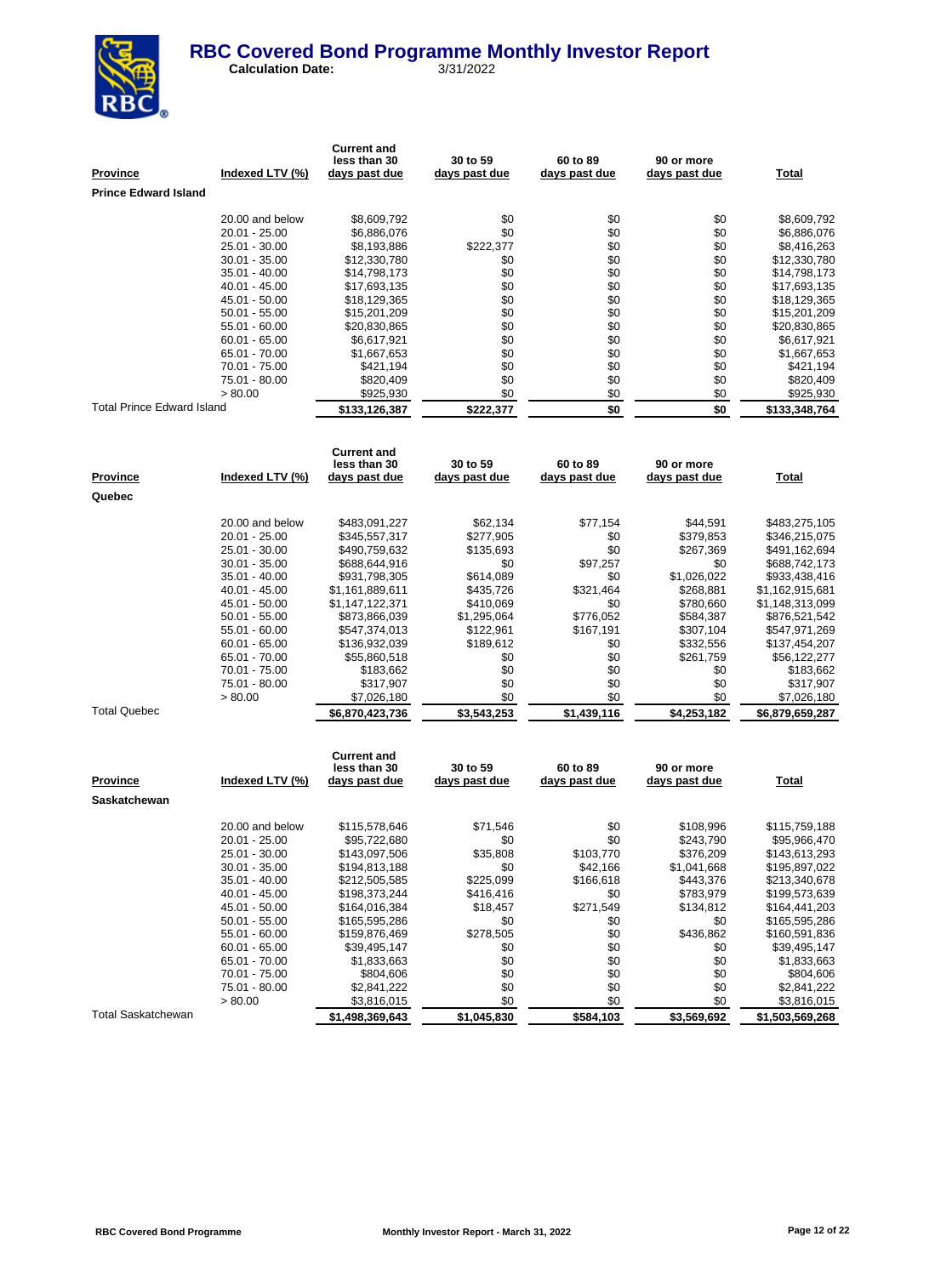# RBC Covered Bond Programme Monthly Investor Report

**Calculation Date:** 3/31/2022

| Province | Indexed LTV (%) | Current and less than 30 days past due | 30 to 59 days past due | 60 to 89 days past due | 90 or more days past due | Total |
|---|---|---|---|---|---|---|
| **Prince Edward Island** | | | | | | |
| | 20.00 and below | $8,609,792 | $0 | $0 | $0 | $8,609,792 |
| | 20.01 - 25.00 | $6,886,076 | $0 | $0 | $0 | $6,886,076 |
| | 25.01 - 30.00 | $8,193,886 | $222,377 | $0 | $0 | $8,416,263 |
| | 30.01 - 35.00 | $12,330,780 | $0 | $0 | $0 | $12,330,780 |
| | 35.01 - 40.00 | $14,798,173 | $0 | $0 | $0 | $14,798,173 |
| | 40.01 - 45.00 | $17,693,135 | $0 | $0 | $0 | $17,693,135 |
| | 45.01 - 50.00 | $18,129,365 | $0 | $0 | $0 | $18,129,365 |
| | 50.01 - 55.00 | $15,201,209 | $0 | $0 | $0 | $15,201,209 |
| | 55.01 - 60.00 | $20,830,865 | $0 | $0 | $0 | $20,830,865 |
| | 60.01 - 65.00 | $6,617,921 | $0 | $0 | $0 | $6,617,921 |
| | 65.01 - 70.00 | $1,667,653 | $0 | $0 | $0 | $1,667,653 |
| | 70.01 - 75.00 | $421,194 | $0 | $0 | $0 | $421,194 |
| | 75.01 - 80.00 | $820,409 | $0 | $0 | $0 | $820,409 |
| | > 80.00 | $925,930 | $0 | $0 | $0 | $925,930 |
| Total Prince Edward Island | | **$133,126,387** | **$222,377** | **$0** | **$0** | **$133,348,764** |

| Province | Indexed LTV (%) | Current and less than 30 days past due | 30 to 59 days past due | 60 to 89 days past due | 90 or more days past due | Total |
|---|---|---|---|---|---|---|
| **Quebec** | | | | | | |
| | 20.00 and below | $483,091,227 | $62,134 | $77,154 | $44,591 | $483,275,105 |
| | 20.01 - 25.00 | $345,557,317 | $277,905 | $0 | $379,853 | $346,215,075 |
| | 25.01 - 30.00 | $490,759,632 | $135,693 | $0 | $267,369 | $491,162,694 |
| | 30.01 - 35.00 | $688,644,916 | $0 | $97,257 | $0 | $688,742,173 |
| | 35.01 - 40.00 | $931,798,305 | $614,089 | $0 | $1,026,022 | $933,438,416 |
| | 40.01 - 45.00 | $1,161,889,611 | $435,726 | $321,464 | $268,881 | $1,162,915,681 |
| | 45.01 - 50.00 | $1,147,122,371 | $410,069 | $0 | $780,660 | $1,148,313,099 |
| | 50.01 - 55.00 | $873,866,039 | $1,295,064 | $776,052 | $584,387 | $876,521,542 |
| | 55.01 - 60.00 | $547,374,013 | $122,961 | $167,191 | $307,104 | $547,971,269 |
| | 60.01 - 65.00 | $136,932,039 | $189,612 | $0 | $332,556 | $137,454,207 |
| | 65.01 - 70.00 | $55,860,518 | $0 | $0 | $261,759 | $56,122,277 |
| | 70.01 - 75.00 | $183,662 | $0 | $0 | $0 | $183,662 |
| | 75.01 - 80.00 | $317,907 | $0 | $0 | $0 | $317,907 |
| | > 80.00 | $7,026,180 | $0 | $0 | $0 | $7,026,180 |
| Total Quebec | | **$6,870,423,736** | **$3,543,253** | **$1,439,116** | **$4,253,182** | **$6,879,659,287** |

| Province | Indexed LTV (%) | Current and less than 30 days past due | 30 to 59 days past due | 60 to 89 days past due | 90 or more days past due | Total |
|---|---|---|---|---|---|---|
| **Saskatchewan** | | | | | | |
| | 20.00 and below | $115,578,646 | $71,546 | $0 | $108,996 | $115,759,188 |
| | 20.01 - 25.00 | $95,722,680 | $0 | $0 | $243,790 | $95,966,470 |
| | 25.01 - 30.00 | $143,097,506 | $35,808 | $103,770 | $376,209 | $143,613,293 |
| | 30.01 - 35.00 | $194,813,188 | $0 | $42,166 | $1,041,668 | $195,897,022 |
| | 35.01 - 40.00 | $212,505,585 | $225,099 | $166,618 | $443,376 | $213,340,678 |
| | 40.01 - 45.00 | $198,373,244 | $416,416 | $0 | $783,979 | $199,573,639 |
| | 45.01 - 50.00 | $164,016,384 | $18,457 | $271,549 | $134,812 | $164,441,203 |
| | 50.01 - 55.00 | $165,595,286 | $0 | $0 | $0 | $165,595,286 |
| | 55.01 - 60.00 | $159,876,469 | $278,505 | $0 | $436,862 | $160,591,836 |
| | 60.01 - 65.00 | $39,495,147 | $0 | $0 | $0 | $39,495,147 |
| | 65.01 - 70.00 | $1,833,663 | $0 | $0 | $0 | $1,833,663 |
| | 70.01 - 75.00 | $804,606 | $0 | $0 | $0 | $804,606 |
| | 75.01 - 80.00 | $2,841,222 | $0 | $0 | $0 | $2,841,222 |
| | > 80.00 | $3,816,015 | $0 | $0 | $0 | $3,816,015 |
| Total Saskatchewan | | **$1,498,369,643** | **$1,045,830** | **$584,103** | **$3,569,692** | **$1,503,569,268** |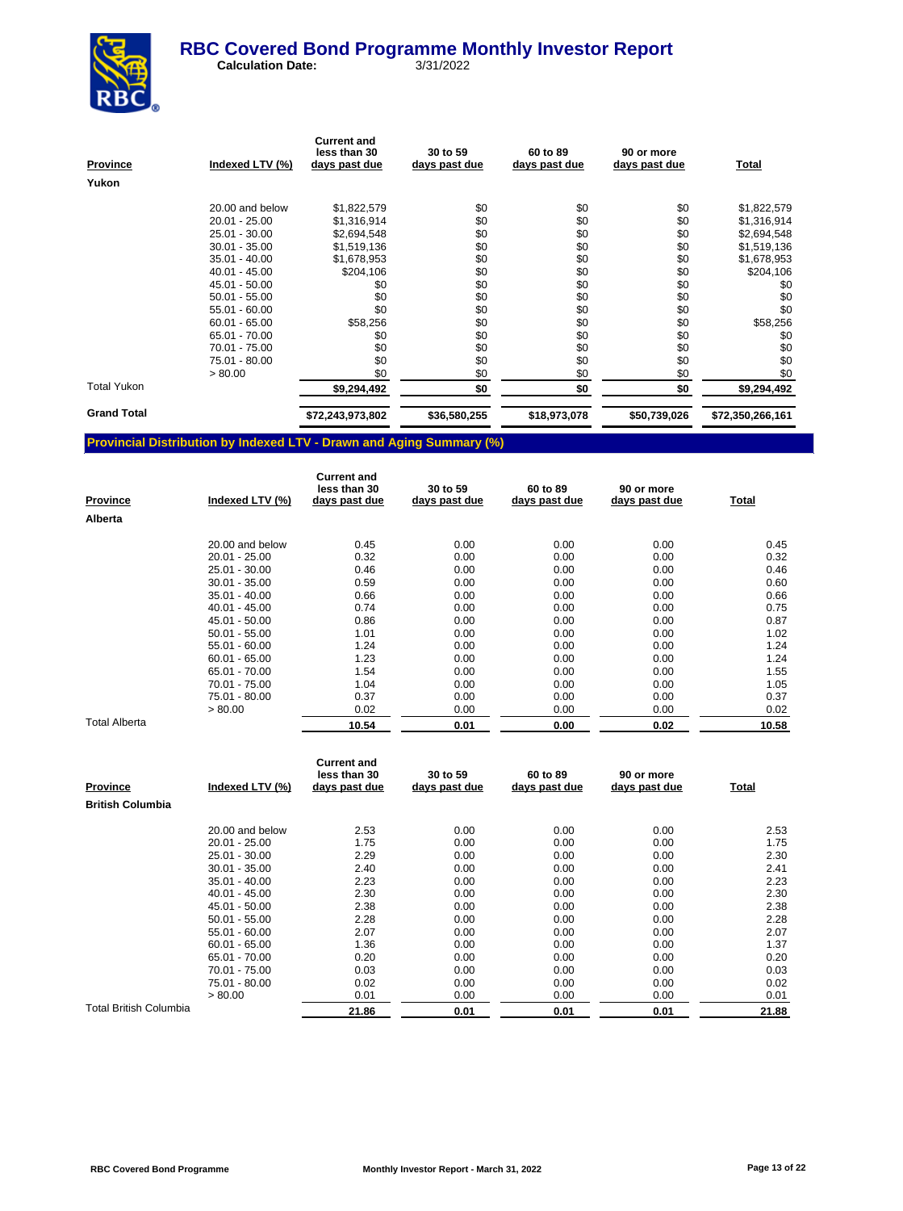# RBC Covered Bond Programme Monthly Investor Report

**Calculation Date:** 3/31/2022

| Province | Indexed LTV (%) | Current and less than 30 days past due | 30 to 59 days past due | 60 to 89 days past due | 90 or more days past due | Total |
|---|---|---|---|---|---|---|
| **Yukon** | | | | | | |
| | 20.00 and below | $1,822,579 | $0 | $0 | $0 | $1,822,579 |
| | 20.01 - 25.00 | $1,316,914 | $0 | $0 | $0 | $1,316,914 |
| | 25.01 - 30.00 | $2,694,548 | $0 | $0 | $0 | $2,694,548 |
| | 30.01 - 35.00 | $1,519,136 | $0 | $0 | $0 | $1,519,136 |
| | 35.01 - 40.00 | $1,678,953 | $0 | $0 | $0 | $1,678,953 |
| | 40.01 - 45.00 | $204,106 | $0 | $0 | $0 | $204,106 |
| | 45.01 - 50.00 | $0 | $0 | $0 | $0 | $0 |
| | 50.01 - 55.00 | $0 | $0 | $0 | $0 | $0 |
| | 55.01 - 60.00 | $0 | $0 | $0 | $0 | $0 |
| | 60.01 - 65.00 | $58,256 | $0 | $0 | $0 | $58,256 |
| | 65.01 - 70.00 | $0 | $0 | $0 | $0 | $0 |
| | 70.01 - 75.00 | $0 | $0 | $0 | $0 | $0 |
| | 75.01 - 80.00 | $0 | $0 | $0 | $0 | $0 |
| | > 80.00 | $0 | $0 | $0 | $0 | $0 |
| Total Yukon | | **$9,294,492** | **$0** | **$0** | **$0** | **$9,294,492** |
| **Grand Total** | | **$72,243,973,802** | **$36,580,255** | **$18,973,078** | **$50,739,026** | **$72,350,266,161** |

## Provincial Distribution by Indexed LTV - Drawn and Aging Summary (%)

| Province | Indexed LTV (%) | Current and less than 30 days past due | 30 to 59 days past due | 60 to 89 days past due | 90 or more days past due | Total |
|---|---|---|---|---|---|---|
| **Alberta** | | | | | | |
| | 20.00 and below | 0.45 | 0.00 | 0.00 | 0.00 | 0.45 |
| | 20.01 - 25.00 | 0.32 | 0.00 | 0.00 | 0.00 | 0.32 |
| | 25.01 - 30.00 | 0.46 | 0.00 | 0.00 | 0.00 | 0.46 |
| | 30.01 - 35.00 | 0.59 | 0.00 | 0.00 | 0.00 | 0.60 |
| | 35.01 - 40.00 | 0.66 | 0.00 | 0.00 | 0.00 | 0.66 |
| | 40.01 - 45.00 | 0.74 | 0.00 | 0.00 | 0.00 | 0.75 |
| | 45.01 - 50.00 | 0.86 | 0.00 | 0.00 | 0.00 | 0.87 |
| | 50.01 - 55.00 | 1.01 | 0.00 | 0.00 | 0.00 | 1.02 |
| | 55.01 - 60.00 | 1.24 | 0.00 | 0.00 | 0.00 | 1.24 |
| | 60.01 - 65.00 | 1.23 | 0.00 | 0.00 | 0.00 | 1.24 |
| | 65.01 - 70.00 | 1.54 | 0.00 | 0.00 | 0.00 | 1.55 |
| | 70.01 - 75.00 | 1.04 | 0.00 | 0.00 | 0.00 | 1.05 |
| | 75.01 - 80.00 | 0.37 | 0.00 | 0.00 | 0.00 | 0.37 |
| | > 80.00 | 0.02 | 0.00 | 0.00 | 0.00 | 0.02 |
| Total Alberta | | **10.54** | **0.01** | **0.00** | **0.02** | **10.58** |

| Province | Indexed LTV (%) | Current and less than 30 days past due | 30 to 59 days past due | 60 to 89 days past due | 90 or more days past due | Total |
|---|---|---|---|---|---|---|
| **British Columbia** | | | | | | |
| | 20.00 and below | 2.53 | 0.00 | 0.00 | 0.00 | 2.53 |
| | 20.01 - 25.00 | 1.75 | 0.00 | 0.00 | 0.00 | 1.75 |
| | 25.01 - 30.00 | 2.29 | 0.00 | 0.00 | 0.00 | 2.30 |
| | 30.01 - 35.00 | 2.40 | 0.00 | 0.00 | 0.00 | 2.41 |
| | 35.01 - 40.00 | 2.23 | 0.00 | 0.00 | 0.00 | 2.23 |
| | 40.01 - 45.00 | 2.30 | 0.00 | 0.00 | 0.00 | 2.30 |
| | 45.01 - 50.00 | 2.38 | 0.00 | 0.00 | 0.00 | 2.38 |
| | 50.01 - 55.00 | 2.28 | 0.00 | 0.00 | 0.00 | 2.28 |
| | 55.01 - 60.00 | 2.07 | 0.00 | 0.00 | 0.00 | 2.07 |
| | 60.01 - 65.00 | 1.36 | 0.00 | 0.00 | 0.00 | 1.37 |
| | 65.01 - 70.00 | 0.20 | 0.00 | 0.00 | 0.00 | 0.20 |
| | 70.01 - 75.00 | 0.03 | 0.00 | 0.00 | 0.00 | 0.03 |
| | 75.01 - 80.00 | 0.02 | 0.00 | 0.00 | 0.00 | 0.02 |
| | > 80.00 | 0.01 | 0.00 | 0.00 | 0.00 | 0.01 |
| Total British Columbia | | **21.86** | **0.01** | **0.01** | **0.01** | **21.88** |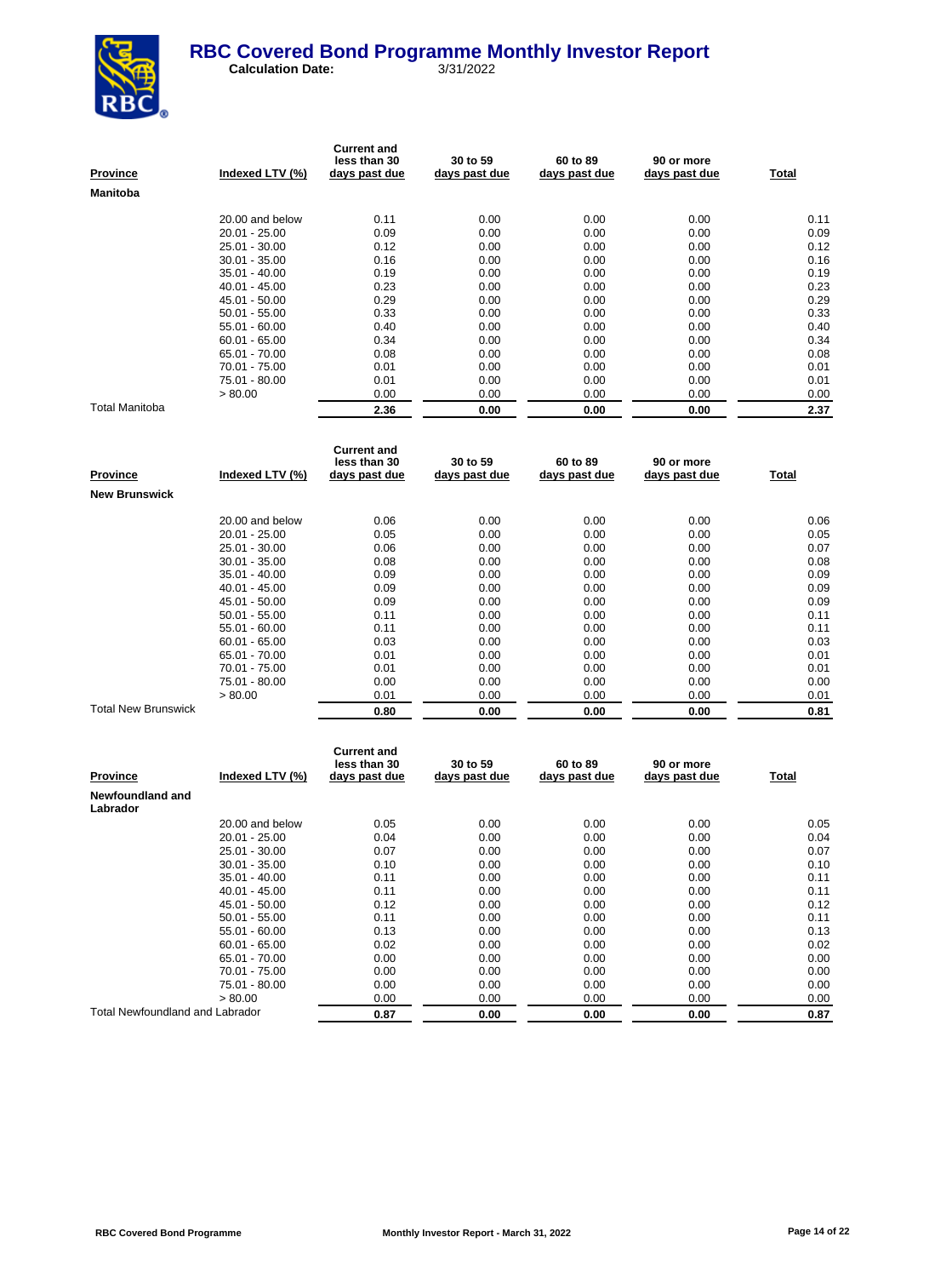# RBC Covered Bond Programme Monthly Investor Report

**Calculation Date:** 3/31/2022

| Province | Indexed LTV (%) | Current and less than 30 days past due | 30 to 59 days past due | 60 to 89 days past due | 90 or more days past due | Total |
|---|---|---|---|---|---|---|
| **Manitoba** | | | | | | |
| | 20.00 and below | 0.11 | 0.00 | 0.00 | 0.00 | 0.11 |
| | 20.01 - 25.00 | 0.09 | 0.00 | 0.00 | 0.00 | 0.09 |
| | 25.01 - 30.00 | 0.12 | 0.00 | 0.00 | 0.00 | 0.12 |
| | 30.01 - 35.00 | 0.16 | 0.00 | 0.00 | 0.00 | 0.16 |
| | 35.01 - 40.00 | 0.19 | 0.00 | 0.00 | 0.00 | 0.19 |
| | 40.01 - 45.00 | 0.23 | 0.00 | 0.00 | 0.00 | 0.23 |
| | 45.01 - 50.00 | 0.29 | 0.00 | 0.00 | 0.00 | 0.29 |
| | 50.01 - 55.00 | 0.33 | 0.00 | 0.00 | 0.00 | 0.33 |
| | 55.01 - 60.00 | 0.40 | 0.00 | 0.00 | 0.00 | 0.40 |
| | 60.01 - 65.00 | 0.34 | 0.00 | 0.00 | 0.00 | 0.34 |
| | 65.01 - 70.00 | 0.08 | 0.00 | 0.00 | 0.00 | 0.08 |
| | 70.01 - 75.00 | 0.01 | 0.00 | 0.00 | 0.00 | 0.01 |
| | 75.01 - 80.00 | 0.01 | 0.00 | 0.00 | 0.00 | 0.01 |
| | > 80.00 | 0.00 | 0.00 | 0.00 | 0.00 | 0.00 |
| Total Manitoba | | **2.36** | **0.00** | **0.00** | **0.00** | **2.37** |

| Province | Indexed LTV (%) | Current and less than 30 days past due | 30 to 59 days past due | 60 to 89 days past due | 90 or more days past due | Total |
|---|---|---|---|---|---|---|
| **New Brunswick** | | | | | | |
| | 20.00 and below | 0.06 | 0.00 | 0.00 | 0.00 | 0.06 |
| | 20.01 - 25.00 | 0.05 | 0.00 | 0.00 | 0.00 | 0.05 |
| | 25.01 - 30.00 | 0.06 | 0.00 | 0.00 | 0.00 | 0.07 |
| | 30.01 - 35.00 | 0.08 | 0.00 | 0.00 | 0.00 | 0.08 |
| | 35.01 - 40.00 | 0.09 | 0.00 | 0.00 | 0.00 | 0.09 |
| | 40.01 - 45.00 | 0.09 | 0.00 | 0.00 | 0.00 | 0.09 |
| | 45.01 - 50.00 | 0.09 | 0.00 | 0.00 | 0.00 | 0.09 |
| | 50.01 - 55.00 | 0.11 | 0.00 | 0.00 | 0.00 | 0.11 |
| | 55.01 - 60.00 | 0.11 | 0.00 | 0.00 | 0.00 | 0.11 |
| | 60.01 - 65.00 | 0.03 | 0.00 | 0.00 | 0.00 | 0.03 |
| | 65.01 - 70.00 | 0.01 | 0.00 | 0.00 | 0.00 | 0.01 |
| | 70.01 - 75.00 | 0.01 | 0.00 | 0.00 | 0.00 | 0.01 |
| | 75.01 - 80.00 | 0.00 | 0.00 | 0.00 | 0.00 | 0.00 |
| | > 80.00 | 0.01 | 0.00 | 0.00 | 0.00 | 0.01 |
| Total New Brunswick | | **0.80** | **0.00** | **0.00** | **0.00** | **0.81** |

| Province | Indexed LTV (%) | Current and less than 30 days past due | 30 to 59 days past due | 60 to 89 days past due | 90 or more days past due | Total |
|---|---|---|---|---|---|---|
| **Newfoundland and Labrador** | | | | | | |
| | 20.00 and below | 0.05 | 0.00 | 0.00 | 0.00 | 0.05 |
| | 20.01 - 25.00 | 0.04 | 0.00 | 0.00 | 0.00 | 0.04 |
| | 25.01 - 30.00 | 0.07 | 0.00 | 0.00 | 0.00 | 0.07 |
| | 30.01 - 35.00 | 0.10 | 0.00 | 0.00 | 0.00 | 0.10 |
| | 35.01 - 40.00 | 0.11 | 0.00 | 0.00 | 0.00 | 0.11 |
| | 40.01 - 45.00 | 0.11 | 0.00 | 0.00 | 0.00 | 0.11 |
| | 45.01 - 50.00 | 0.12 | 0.00 | 0.00 | 0.00 | 0.12 |
| | 50.01 - 55.00 | 0.11 | 0.00 | 0.00 | 0.00 | 0.11 |
| | 55.01 - 60.00 | 0.13 | 0.00 | 0.00 | 0.00 | 0.13 |
| | 60.01 - 65.00 | 0.02 | 0.00 | 0.00 | 0.00 | 0.02 |
| | 65.01 - 70.00 | 0.00 | 0.00 | 0.00 | 0.00 | 0.00 |
| | 70.01 - 75.00 | 0.00 | 0.00 | 0.00 | 0.00 | 0.00 |
| | 75.01 - 80.00 | 0.00 | 0.00 | 0.00 | 0.00 | 0.00 |
| | > 80.00 | 0.00 | 0.00 | 0.00 | 0.00 | 0.00 |
| Total Newfoundland and Labrador | | **0.87** | **0.00** | **0.00** | **0.00** | **0.87** |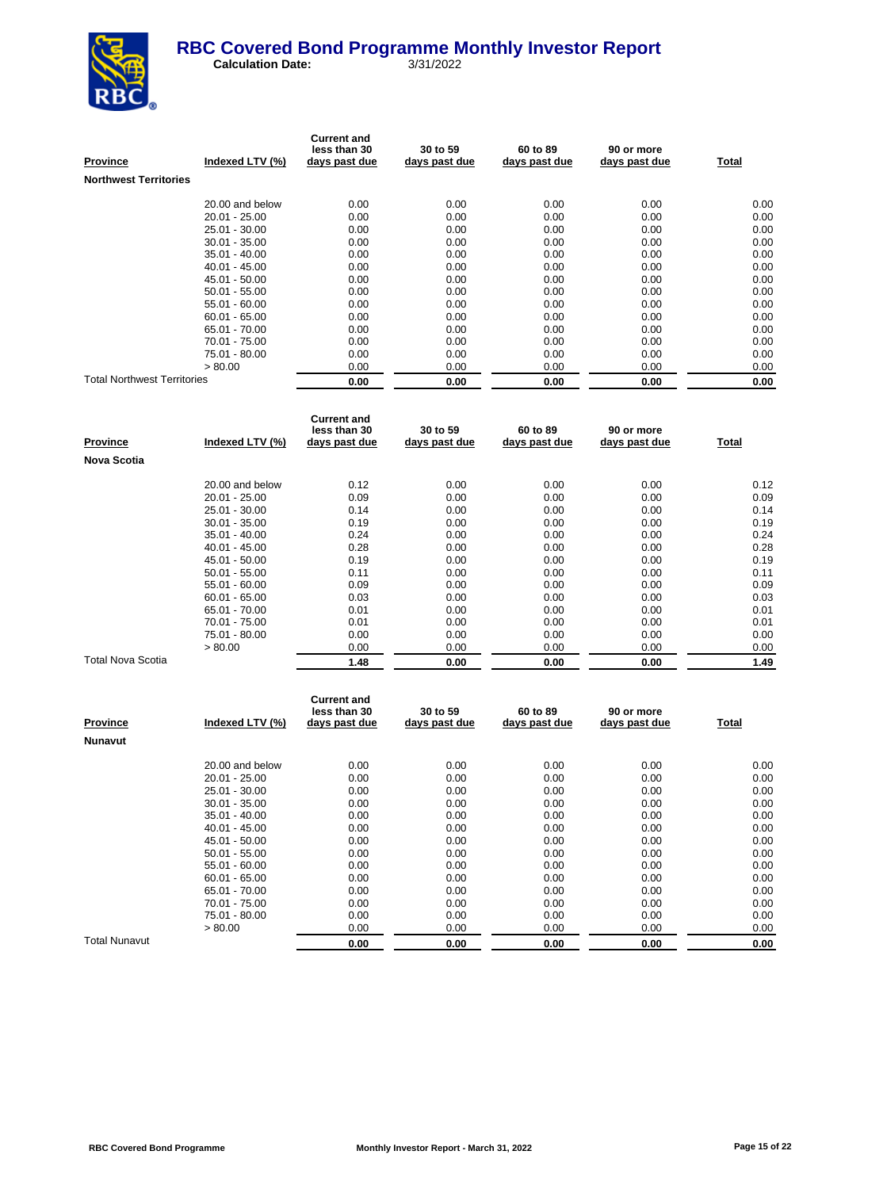# RBC Covered Bond Programme Monthly Investor Report

**Calculation Date:** 3/31/2022

| Province | Indexed LTV (%) | Current and less than 30 days past due | 30 to 59 days past due | 60 to 89 days past due | 90 or more days past due | Total |
|---|---|---|---|---|---|---|
| **Northwest Territories** | | | | | | |
| | 20.00 and below | 0.00 | 0.00 | 0.00 | 0.00 | 0.00 |
| | 20.01 - 25.00 | 0.00 | 0.00 | 0.00 | 0.00 | 0.00 |
| | 25.01 - 30.00 | 0.00 | 0.00 | 0.00 | 0.00 | 0.00 |
| | 30.01 - 35.00 | 0.00 | 0.00 | 0.00 | 0.00 | 0.00 |
| | 35.01 - 40.00 | 0.00 | 0.00 | 0.00 | 0.00 | 0.00 |
| | 40.01 - 45.00 | 0.00 | 0.00 | 0.00 | 0.00 | 0.00 |
| | 45.01 - 50.00 | 0.00 | 0.00 | 0.00 | 0.00 | 0.00 |
| | 50.01 - 55.00 | 0.00 | 0.00 | 0.00 | 0.00 | 0.00 |
| | 55.01 - 60.00 | 0.00 | 0.00 | 0.00 | 0.00 | 0.00 |
| | 60.01 - 65.00 | 0.00 | 0.00 | 0.00 | 0.00 | 0.00 |
| | 65.01 - 70.00 | 0.00 | 0.00 | 0.00 | 0.00 | 0.00 |
| | 70.01 - 75.00 | 0.00 | 0.00 | 0.00 | 0.00 | 0.00 |
| | 75.01 - 80.00 | 0.00 | 0.00 | 0.00 | 0.00 | 0.00 |
| | > 80.00 | 0.00 | 0.00 | 0.00 | 0.00 | 0.00 |
| Total Northwest Territories | | **0.00** | **0.00** | **0.00** | **0.00** | **0.00** |

| Province | Indexed LTV (%) | Current and less than 30 days past due | 30 to 59 days past due | 60 to 89 days past due | 90 or more days past due | Total |
|---|---|---|---|---|---|---|
| **Nova Scotia** | | | | | | |
| | 20.00 and below | 0.12 | 0.00 | 0.00 | 0.00 | 0.12 |
| | 20.01 - 25.00 | 0.09 | 0.00 | 0.00 | 0.00 | 0.09 |
| | 25.01 - 30.00 | 0.14 | 0.00 | 0.00 | 0.00 | 0.14 |
| | 30.01 - 35.00 | 0.19 | 0.00 | 0.00 | 0.00 | 0.19 |
| | 35.01 - 40.00 | 0.24 | 0.00 | 0.00 | 0.00 | 0.24 |
| | 40.01 - 45.00 | 0.28 | 0.00 | 0.00 | 0.00 | 0.28 |
| | 45.01 - 50.00 | 0.19 | 0.00 | 0.00 | 0.00 | 0.19 |
| | 50.01 - 55.00 | 0.11 | 0.00 | 0.00 | 0.00 | 0.11 |
| | 55.01 - 60.00 | 0.09 | 0.00 | 0.00 | 0.00 | 0.09 |
| | 60.01 - 65.00 | 0.03 | 0.00 | 0.00 | 0.00 | 0.03 |
| | 65.01 - 70.00 | 0.01 | 0.00 | 0.00 | 0.00 | 0.01 |
| | 70.01 - 75.00 | 0.01 | 0.00 | 0.00 | 0.00 | 0.01 |
| | 75.01 - 80.00 | 0.00 | 0.00 | 0.00 | 0.00 | 0.00 |
| | > 80.00 | 0.00 | 0.00 | 0.00 | 0.00 | 0.00 |
| Total Nova Scotia | | **1.48** | **0.00** | **0.00** | **0.00** | **1.49** |

| Province | Indexed LTV (%) | Current and less than 30 days past due | 30 to 59 days past due | 60 to 89 days past due | 90 or more days past due | Total |
|---|---|---|---|---|---|---|
| **Nunavut** | | | | | | |
| | 20.00 and below | 0.00 | 0.00 | 0.00 | 0.00 | 0.00 |
| | 20.01 - 25.00 | 0.00 | 0.00 | 0.00 | 0.00 | 0.00 |
| | 25.01 - 30.00 | 0.00 | 0.00 | 0.00 | 0.00 | 0.00 |
| | 30.01 - 35.00 | 0.00 | 0.00 | 0.00 | 0.00 | 0.00 |
| | 35.01 - 40.00 | 0.00 | 0.00 | 0.00 | 0.00 | 0.00 |
| | 40.01 - 45.00 | 0.00 | 0.00 | 0.00 | 0.00 | 0.00 |
| | 45.01 - 50.00 | 0.00 | 0.00 | 0.00 | 0.00 | 0.00 |
| | 50.01 - 55.00 | 0.00 | 0.00 | 0.00 | 0.00 | 0.00 |
| | 55.01 - 60.00 | 0.00 | 0.00 | 0.00 | 0.00 | 0.00 |
| | 60.01 - 65.00 | 0.00 | 0.00 | 0.00 | 0.00 | 0.00 |
| | 65.01 - 70.00 | 0.00 | 0.00 | 0.00 | 0.00 | 0.00 |
| | 70.01 - 75.00 | 0.00 | 0.00 | 0.00 | 0.00 | 0.00 |
| | 75.01 - 80.00 | 0.00 | 0.00 | 0.00 | 0.00 | 0.00 |
| | > 80.00 | 0.00 | 0.00 | 0.00 | 0.00 | 0.00 |
| Total Nunavut | | **0.00** | **0.00** | **0.00** | **0.00** | **0.00** |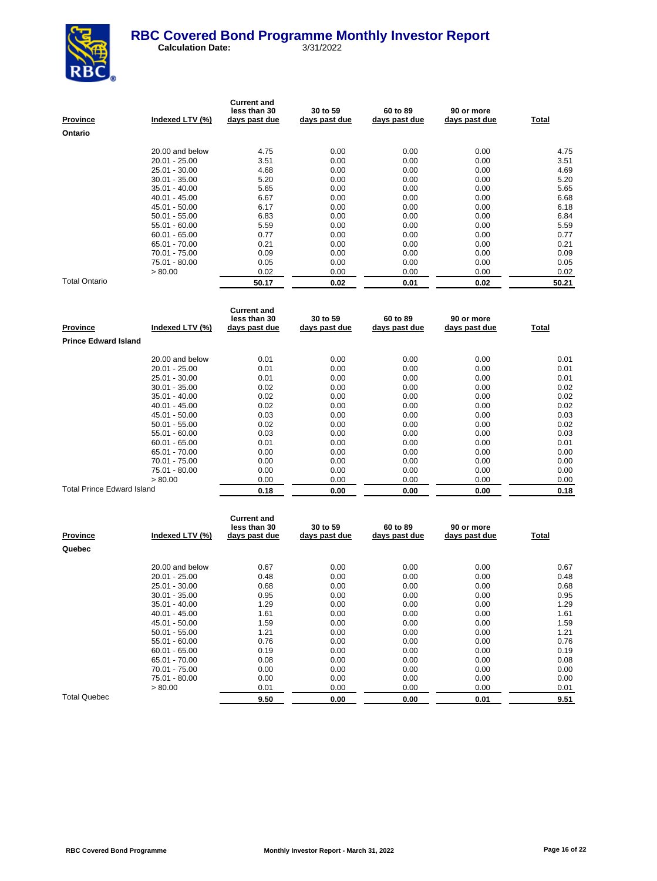# RBC Covered Bond Programme Monthly Investor Report

**Calculation Date:** 3/31/2022

| Province | Indexed LTV (%) | Current and less than 30 days past due | 30 to 59 days past due | 60 to 89 days past due | 90 or more days past due | Total |
|---|---|---|---|---|---|---|
| **Ontario** | | | | | | |
| | 20.00 and below | 4.75 | 0.00 | 0.00 | 0.00 | 4.75 |
| | 20.01 - 25.00 | 3.51 | 0.00 | 0.00 | 0.00 | 3.51 |
| | 25.01 - 30.00 | 4.68 | 0.00 | 0.00 | 0.00 | 4.69 |
| | 30.01 - 35.00 | 5.20 | 0.00 | 0.00 | 0.00 | 5.20 |
| | 35.01 - 40.00 | 5.65 | 0.00 | 0.00 | 0.00 | 5.65 |
| | 40.01 - 45.00 | 6.67 | 0.00 | 0.00 | 0.00 | 6.68 |
| | 45.01 - 50.00 | 6.17 | 0.00 | 0.00 | 0.00 | 6.18 |
| | 50.01 - 55.00 | 6.83 | 0.00 | 0.00 | 0.00 | 6.84 |
| | 55.01 - 60.00 | 5.59 | 0.00 | 0.00 | 0.00 | 5.59 |
| | 60.01 - 65.00 | 0.77 | 0.00 | 0.00 | 0.00 | 0.77 |
| | 65.01 - 70.00 | 0.21 | 0.00 | 0.00 | 0.00 | 0.21 |
| | 70.01 - 75.00 | 0.09 | 0.00 | 0.00 | 0.00 | 0.09 |
| | 75.01 - 80.00 | 0.05 | 0.00 | 0.00 | 0.00 | 0.05 |
| | > 80.00 | 0.02 | 0.00 | 0.00 | 0.00 | 0.02 |
| Total Ontario | | **50.17** | **0.02** | **0.01** | **0.02** | **50.21** |

| Province | Indexed LTV (%) | Current and less than 30 days past due | 30 to 59 days past due | 60 to 89 days past due | 90 or more days past due | Total |
|---|---|---|---|---|---|---|
| **Prince Edward Island** | | | | | | |
| | 20.00 and below | 0.01 | 0.00 | 0.00 | 0.00 | 0.01 |
| | 20.01 - 25.00 | 0.01 | 0.00 | 0.00 | 0.00 | 0.01 |
| | 25.01 - 30.00 | 0.01 | 0.00 | 0.00 | 0.00 | 0.01 |
| | 30.01 - 35.00 | 0.02 | 0.00 | 0.00 | 0.00 | 0.02 |
| | 35.01 - 40.00 | 0.02 | 0.00 | 0.00 | 0.00 | 0.02 |
| | 40.01 - 45.00 | 0.02 | 0.00 | 0.00 | 0.00 | 0.02 |
| | 45.01 - 50.00 | 0.03 | 0.00 | 0.00 | 0.00 | 0.03 |
| | 50.01 - 55.00 | 0.02 | 0.00 | 0.00 | 0.00 | 0.02 |
| | 55.01 - 60.00 | 0.03 | 0.00 | 0.00 | 0.00 | 0.03 |
| | 60.01 - 65.00 | 0.01 | 0.00 | 0.00 | 0.00 | 0.01 |
| | 65.01 - 70.00 | 0.00 | 0.00 | 0.00 | 0.00 | 0.00 |
| | 70.01 - 75.00 | 0.00 | 0.00 | 0.00 | 0.00 | 0.00 |
| | 75.01 - 80.00 | 0.00 | 0.00 | 0.00 | 0.00 | 0.00 |
| | > 80.00 | 0.00 | 0.00 | 0.00 | 0.00 | 0.00 |
| Total Prince Edward Island | | **0.18** | **0.00** | **0.00** | **0.00** | **0.18** |

| Province | Indexed LTV (%) | Current and less than 30 days past due | 30 to 59 days past due | 60 to 89 days past due | 90 or more days past due | Total |
|---|---|---|---|---|---|---|
| **Quebec** | | | | | | |
| | 20.00 and below | 0.67 | 0.00 | 0.00 | 0.00 | 0.67 |
| | 20.01 - 25.00 | 0.48 | 0.00 | 0.00 | 0.00 | 0.48 |
| | 25.01 - 30.00 | 0.68 | 0.00 | 0.00 | 0.00 | 0.68 |
| | 30.01 - 35.00 | 0.95 | 0.00 | 0.00 | 0.00 | 0.95 |
| | 35.01 - 40.00 | 1.29 | 0.00 | 0.00 | 0.00 | 1.29 |
| | 40.01 - 45.00 | 1.61 | 0.00 | 0.00 | 0.00 | 1.61 |
| | 45.01 - 50.00 | 1.59 | 0.00 | 0.00 | 0.00 | 1.59 |
| | 50.01 - 55.00 | 1.21 | 0.00 | 0.00 | 0.00 | 1.21 |
| | 55.01 - 60.00 | 0.76 | 0.00 | 0.00 | 0.00 | 0.76 |
| | 60.01 - 65.00 | 0.19 | 0.00 | 0.00 | 0.00 | 0.19 |
| | 65.01 - 70.00 | 0.08 | 0.00 | 0.00 | 0.00 | 0.08 |
| | 70.01 - 75.00 | 0.00 | 0.00 | 0.00 | 0.00 | 0.00 |
| | 75.01 - 80.00 | 0.00 | 0.00 | 0.00 | 0.00 | 0.00 |
| | > 80.00 | 0.01 | 0.00 | 0.00 | 0.00 | 0.01 |
| Total Quebec | | **9.50** | **0.00** | **0.00** | **0.01** | **9.51** |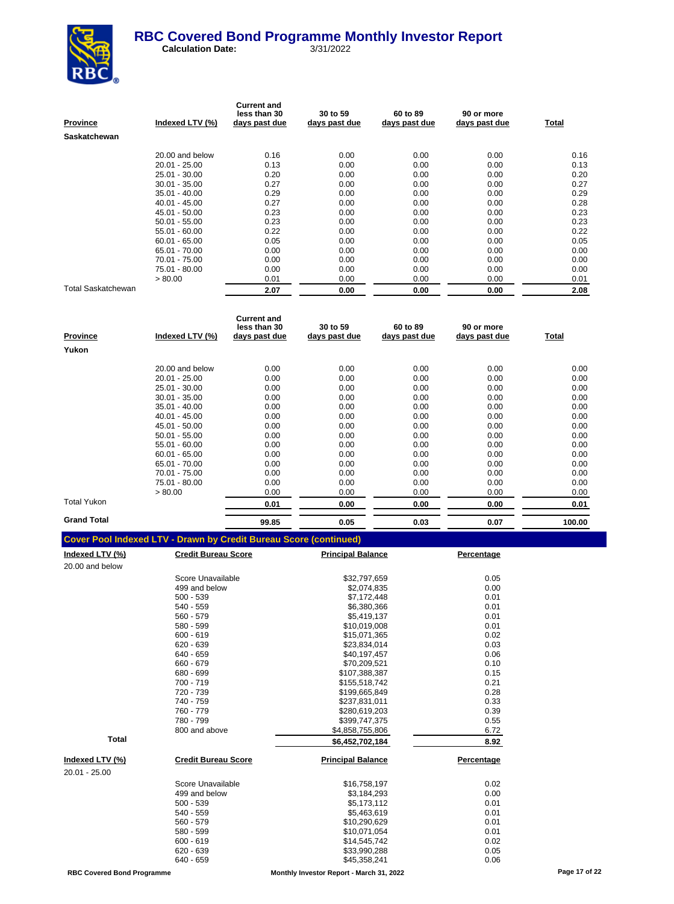# RBC Covered Bond Programme Monthly Investor Report

**Calculation Date:** 3/31/2022

| Province | Indexed LTV (%) | Current and less than 30 days past due | 30 to 59 days past due | 60 to 89 days past due | 90 or more days past due | Total |
|---|---|---|---|---|---|---|
| **Saskatchewan** | | | | | | |
| | 20.00 and below | 0.16 | 0.00 | 0.00 | 0.00 | 0.16 |
| | 20.01 - 25.00 | 0.13 | 0.00 | 0.00 | 0.00 | 0.13 |
| | 25.01 - 30.00 | 0.20 | 0.00 | 0.00 | 0.00 | 0.20 |
| | 30.01 - 35.00 | 0.27 | 0.00 | 0.00 | 0.00 | 0.27 |
| | 35.01 - 40.00 | 0.29 | 0.00 | 0.00 | 0.00 | 0.29 |
| | 40.01 - 45.00 | 0.27 | 0.00 | 0.00 | 0.00 | 0.28 |
| | 45.01 - 50.00 | 0.23 | 0.00 | 0.00 | 0.00 | 0.23 |
| | 50.01 - 55.00 | 0.23 | 0.00 | 0.00 | 0.00 | 0.23 |
| | 55.01 - 60.00 | 0.22 | 0.00 | 0.00 | 0.00 | 0.22 |
| | 60.01 - 65.00 | 0.05 | 0.00 | 0.00 | 0.00 | 0.05 |
| | 65.01 - 70.00 | 0.00 | 0.00 | 0.00 | 0.00 | 0.00 |
| | 70.01 - 75.00 | 0.00 | 0.00 | 0.00 | 0.00 | 0.00 |
| | 75.01 - 80.00 | 0.00 | 0.00 | 0.00 | 0.00 | 0.00 |
| | > 80.00 | 0.01 | 0.00 | 0.00 | 0.00 | 0.01 |
| Total Saskatchewan | | **2.07** | **0.00** | **0.00** | **0.00** | **2.08** |

| Province | Indexed LTV (%) | Current and less than 30 days past due | 30 to 59 days past due | 60 to 89 days past due | 90 or more days past due | Total |
|---|---|---|---|---|---|---|
| **Yukon** | | | | | | |
| | 20.00 and below | 0.00 | 0.00 | 0.00 | 0.00 | 0.00 |
| | 20.01 - 25.00 | 0.00 | 0.00 | 0.00 | 0.00 | 0.00 |
| | 25.01 - 30.00 | 0.00 | 0.00 | 0.00 | 0.00 | 0.00 |
| | 30.01 - 35.00 | 0.00 | 0.00 | 0.00 | 0.00 | 0.00 |
| | 35.01 - 40.00 | 0.00 | 0.00 | 0.00 | 0.00 | 0.00 |
| | 40.01 - 45.00 | 0.00 | 0.00 | 0.00 | 0.00 | 0.00 |
| | 45.01 - 50.00 | 0.00 | 0.00 | 0.00 | 0.00 | 0.00 |
| | 50.01 - 55.00 | 0.00 | 0.00 | 0.00 | 0.00 | 0.00 |
| | 55.01 - 60.00 | 0.00 | 0.00 | 0.00 | 0.00 | 0.00 |
| | 60.01 - 65.00 | 0.00 | 0.00 | 0.00 | 0.00 | 0.00 |
| | 65.01 - 70.00 | 0.00 | 0.00 | 0.00 | 0.00 | 0.00 |
| | 70.01 - 75.00 | 0.00 | 0.00 | 0.00 | 0.00 | 0.00 |
| | 75.01 - 80.00 | 0.00 | 0.00 | 0.00 | 0.00 | 0.00 |
| | > 80.00 | 0.00 | 0.00 | 0.00 | 0.00 | 0.00 |
| Total Yukon | | **0.01** | **0.00** | **0.00** | **0.00** | **0.01** |
| **Grand Total** | | **99.85** | **0.05** | **0.03** | **0.07** | **100.00** |

## Cover Pool Indexed LTV - Drawn by Credit Bureau Score (continued)

| Indexed LTV (%) | Credit Bureau Score | Principal Balance | Percentage |
|---|---|---|---|
| 20.00 and below | | | |
| | Score Unavailable | $32,797,659 | 0.05 |
| | 499 and below | $2,074,835 | 0.00 |
| | 500 - 539 | $7,172,448 | 0.01 |
| | 540 - 559 | $6,380,366 | 0.01 |
| | 560 - 579 | $5,419,137 | 0.01 |
| | 580 - 599 | $10,019,008 | 0.01 |
| | 600 - 619 | $15,071,365 | 0.02 |
| | 620 - 639 | $23,834,014 | 0.03 |
| | 640 - 659 | $40,197,457 | 0.06 |
| | 660 - 679 | $70,209,521 | 0.10 |
| | 680 - 699 | $107,388,387 | 0.15 |
| | 700 - 719 | $155,518,742 | 0.21 |
| | 720 - 739 | $199,665,849 | 0.28 |
| | 740 - 759 | $237,831,011 | 0.33 |
| | 760 - 779 | $280,619,203 | 0.39 |
| | 780 - 799 | $399,747,375 | 0.55 |
| | 800 and above | $4,858,755,806 | 6.72 |
| **Total** | | **$6,452,702,184** | **8.92** |

| Indexed LTV (%) | Credit Bureau Score | Principal Balance | Percentage |
|---|---|---|---|
| 20.01 - 25.00 | | | |
| | Score Unavailable | $16,758,197 | 0.02 |
| | 499 and below | $3,184,293 | 0.00 |
| | 500 - 539 | $5,173,112 | 0.01 |
| | 540 - 559 | $5,463,619 | 0.01 |
| | 560 - 579 | $10,290,629 | 0.01 |
| | 580 - 599 | $10,071,054 | 0.01 |
| | 600 - 619 | $14,545,742 | 0.02 |
| | 620 - 639 | $33,990,288 | 0.05 |
| | 640 - 659 | $45,358,241 | 0.06 |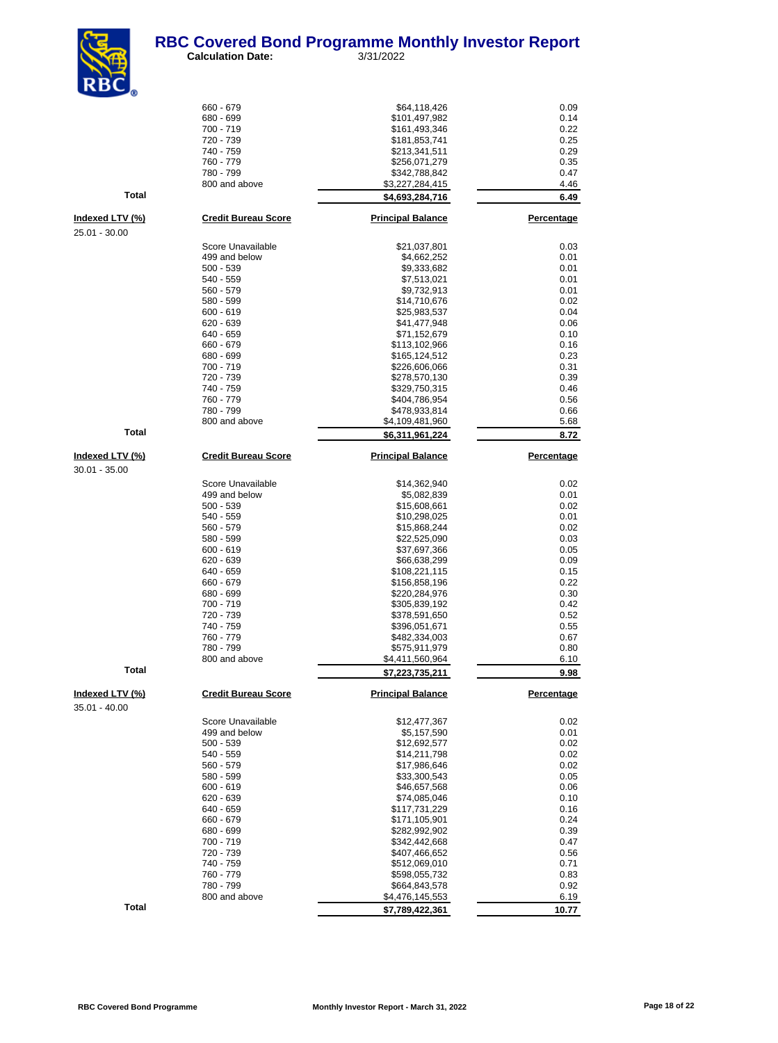# RBC Covered Bond Programme Monthly Investor Report

**Calculation Date:** 3/31/2022

| | | Principal Balance | Percentage |
|---|---|---|---|
| | 660 - 679 | $64,118,426 | 0.09 |
| | 680 - 699 | $101,497,982 | 0.14 |
| | 700 - 719 | $161,493,346 | 0.22 |
| | 720 - 739 | $181,853,741 | 0.25 |
| | 740 - 759 | $213,341,511 | 0.29 |
| | 760 - 779 | $256,071,279 | 0.35 |
| | 780 - 799 | $342,788,842 | 0.47 |
| | 800 and above | $3,227,284,415 | 4.46 |
| **Total** | | **$4,693,284,716** | **6.49** |

| Indexed LTV (%) | Credit Bureau Score | Principal Balance | Percentage |
|---|---|---|---|
| 25.01 - 30.00 | | | |
| | Score Unavailable | $21,037,801 | 0.03 |
| | 499 and below | $4,662,252 | 0.01 |
| | 500 - 539 | $9,333,682 | 0.01 |
| | 540 - 559 | $7,513,021 | 0.01 |
| | 560 - 579 | $9,732,913 | 0.01 |
| | 580 - 599 | $14,710,676 | 0.02 |
| | 600 - 619 | $25,983,537 | 0.04 |
| | 620 - 639 | $41,477,948 | 0.06 |
| | 640 - 659 | $71,152,679 | 0.10 |
| | 660 - 679 | $113,102,966 | 0.16 |
| | 680 - 699 | $165,124,512 | 0.23 |
| | 700 - 719 | $226,606,066 | 0.31 |
| | 720 - 739 | $278,570,130 | 0.39 |
| | 740 - 759 | $329,750,315 | 0.46 |
| | 760 - 779 | $404,786,954 | 0.56 |
| | 780 - 799 | $478,933,814 | 0.66 |
| | 800 and above | $4,109,481,960 | 5.68 |
| **Total** | | **$6,311,961,224** | **8.72** |

| Indexed LTV (%) | Credit Bureau Score | Principal Balance | Percentage |
|---|---|---|---|
| 30.01 - 35.00 | | | |
| | Score Unavailable | $14,362,940 | 0.02 |
| | 499 and below | $5,082,839 | 0.01 |
| | 500 - 539 | $15,608,661 | 0.02 |
| | 540 - 559 | $10,298,025 | 0.01 |
| | 560 - 579 | $15,868,244 | 0.02 |
| | 580 - 599 | $22,525,090 | 0.03 |
| | 600 - 619 | $37,697,366 | 0.05 |
| | 620 - 639 | $66,638,299 | 0.09 |
| | 640 - 659 | $108,221,115 | 0.15 |
| | 660 - 679 | $156,858,196 | 0.22 |
| | 680 - 699 | $220,284,976 | 0.30 |
| | 700 - 719 | $305,839,192 | 0.42 |
| | 720 - 739 | $378,591,650 | 0.52 |
| | 740 - 759 | $396,051,671 | 0.55 |
| | 760 - 779 | $482,334,003 | 0.67 |
| | 780 - 799 | $575,911,979 | 0.80 |
| | 800 and above | $4,411,560,964 | 6.10 |
| **Total** | | **$7,223,735,211** | **9.98** |

| Indexed LTV (%) | Credit Bureau Score | Principal Balance | Percentage |
|---|---|---|---|
| 35.01 - 40.00 | | | |
| | Score Unavailable | $12,477,367 | 0.02 |
| | 499 and below | $5,157,590 | 0.01 |
| | 500 - 539 | $12,692,577 | 0.02 |
| | 540 - 559 | $14,211,798 | 0.02 |
| | 560 - 579 | $17,986,646 | 0.02 |
| | 580 - 599 | $33,300,543 | 0.05 |
| | 600 - 619 | $46,657,568 | 0.06 |
| | 620 - 639 | $74,085,046 | 0.10 |
| | 640 - 659 | $117,731,229 | 0.16 |
| | 660 - 679 | $171,105,901 | 0.24 |
| | 680 - 699 | $282,992,902 | 0.39 |
| | 700 - 719 | $342,442,668 | 0.47 |
| | 720 - 739 | $407,466,652 | 0.56 |
| | 740 - 759 | $512,069,010 | 0.71 |
| | 760 - 779 | $598,055,732 | 0.83 |
| | 780 - 799 | $664,843,578 | 0.92 |
| | 800 and above | $4,476,145,553 | 6.19 |
| **Total** | | **$7,789,422,361** | **10.77** |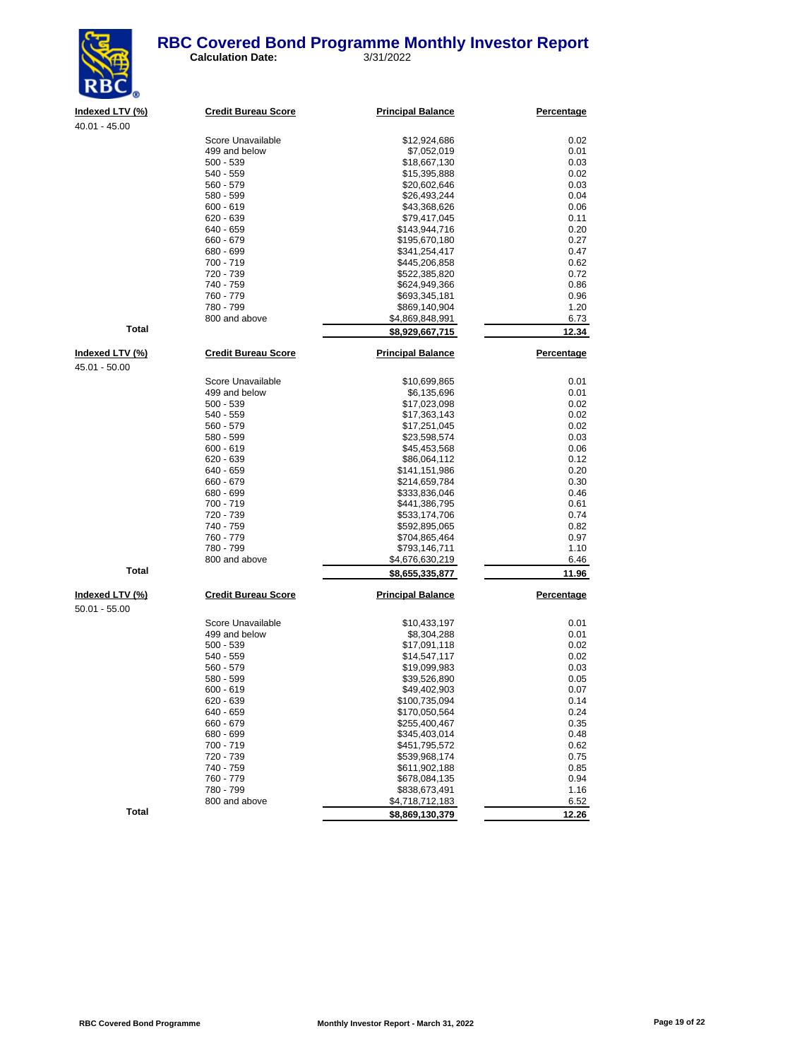# RBC Covered Bond Programme Monthly Investor Report

**Calculation Date:** 3/31/2022

| Indexed LTV (%) | Credit Bureau Score | Principal Balance | Percentage |
|---|---|---|---|
| 40.01 - 45.00 | | | |
| | Score Unavailable | $12,924,686 | 0.02 |
| | 499 and below | $7,052,019 | 0.01 |
| | 500 - 539 | $18,667,130 | 0.03 |
| | 540 - 559 | $15,395,888 | 0.02 |
| | 560 - 579 | $20,602,646 | 0.03 |
| | 580 - 599 | $26,493,244 | 0.04 |
| | 600 - 619 | $43,368,626 | 0.06 |
| | 620 - 639 | $79,417,045 | 0.11 |
| | 640 - 659 | $143,944,716 | 0.20 |
| | 660 - 679 | $195,670,180 | 0.27 |
| | 680 - 699 | $341,254,417 | 0.47 |
| | 700 - 719 | $445,206,858 | 0.62 |
| | 720 - 739 | $522,385,820 | 0.72 |
| | 740 - 759 | $624,949,366 | 0.86 |
| | 760 - 779 | $693,345,181 | 0.96 |
| | 780 - 799 | $869,140,904 | 1.20 |
| | 800 and above | $4,869,848,991 | 6.73 |
| **Total** | | **$8,929,667,715** | **12.34** |

| Indexed LTV (%) | Credit Bureau Score | Principal Balance | Percentage |
|---|---|---|---|
| 45.01 - 50.00 | | | |
| | Score Unavailable | $10,699,865 | 0.01 |
| | 499 and below | $6,135,696 | 0.01 |
| | 500 - 539 | $17,023,098 | 0.02 |
| | 540 - 559 | $17,363,143 | 0.02 |
| | 560 - 579 | $17,251,045 | 0.02 |
| | 580 - 599 | $23,598,574 | 0.03 |
| | 600 - 619 | $45,453,568 | 0.06 |
| | 620 - 639 | $86,064,112 | 0.12 |
| | 640 - 659 | $141,151,986 | 0.20 |
| | 660 - 679 | $214,659,784 | 0.30 |
| | 680 - 699 | $333,836,046 | 0.46 |
| | 700 - 719 | $441,386,795 | 0.61 |
| | 720 - 739 | $533,174,706 | 0.74 |
| | 740 - 759 | $592,895,065 | 0.82 |
| | 760 - 779 | $704,865,464 | 0.97 |
| | 780 - 799 | $793,146,711 | 1.10 |
| | 800 and above | $4,676,630,219 | 6.46 |
| **Total** | | **$8,655,335,877** | **11.96** |

| Indexed LTV (%) | Credit Bureau Score | Principal Balance | Percentage |
|---|---|---|---|
| 50.01 - 55.00 | | | |
| | Score Unavailable | $10,433,197 | 0.01 |
| | 499 and below | $8,304,288 | 0.01 |
| | 500 - 539 | $17,091,118 | 0.02 |
| | 540 - 559 | $14,547,117 | 0.02 |
| | 560 - 579 | $19,099,983 | 0.03 |
| | 580 - 599 | $39,526,890 | 0.05 |
| | 600 - 619 | $49,402,903 | 0.07 |
| | 620 - 639 | $100,735,094 | 0.14 |
| | 640 - 659 | $170,050,564 | 0.24 |
| | 660 - 679 | $255,400,467 | 0.35 |
| | 680 - 699 | $345,403,014 | 0.48 |
| | 700 - 719 | $451,795,572 | 0.62 |
| | 720 - 739 | $539,968,174 | 0.75 |
| | 740 - 759 | $611,902,188 | 0.85 |
| | 760 - 779 | $678,084,135 | 0.94 |
| | 780 - 799 | $838,673,491 | 1.16 |
| | 800 and above | $4,718,712,183 | 6.52 |
| **Total** | | **$8,869,130,379** | **12.26** |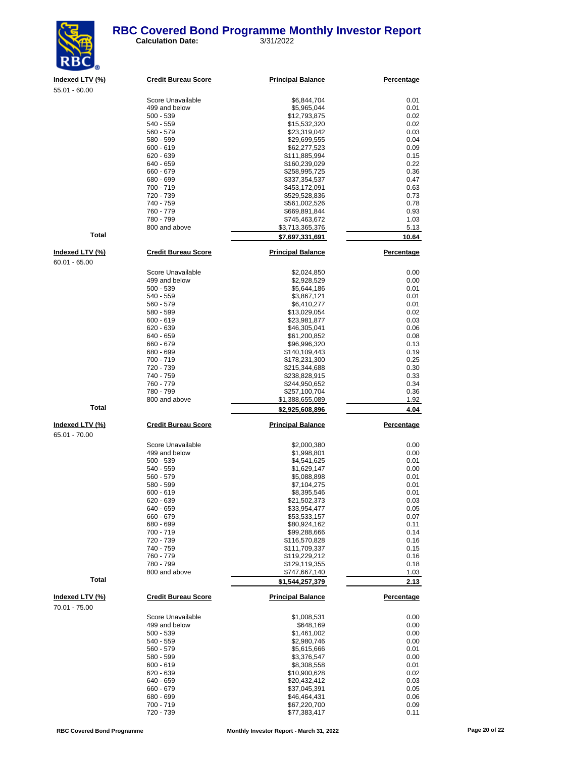# RBC Covered Bond Programme Monthly Investor Report

**Calculation Date:** 3/31/2022

| Indexed LTV (%) | Credit Bureau Score | Principal Balance | Percentage |
|---|---|---|---|
| 55.01 - 60.00 | | | |
| | Score Unavailable | $6,844,704 | 0.01 |
| | 499 and below | $5,965,044 | 0.01 |
| | 500 - 539 | $12,793,875 | 0.02 |
| | 540 - 559 | $15,532,320 | 0.02 |
| | 560 - 579 | $23,319,042 | 0.03 |
| | 580 - 599 | $29,699,555 | 0.04 |
| | 600 - 619 | $62,277,523 | 0.09 |
| | 620 - 639 | $111,885,994 | 0.15 |
| | 640 - 659 | $160,239,029 | 0.22 |
| | 660 - 679 | $258,995,725 | 0.36 |
| | 680 - 699 | $337,354,537 | 0.47 |
| | 700 - 719 | $453,172,091 | 0.63 |
| | 720 - 739 | $529,528,836 | 0.73 |
| | 740 - 759 | $561,002,526 | 0.78 |
| | 760 - 779 | $669,891,844 | 0.93 |
| | 780 - 799 | $745,463,672 | 1.03 |
| | 800 and above | $3,713,365,376 | 5.13 |
| **Total** | | **$7,697,331,691** | **10.64** |

| Indexed LTV (%) | Credit Bureau Score | Principal Balance | Percentage |
|---|---|---|---|
| 60.01 - 65.00 | | | |
| | Score Unavailable | $2,024,850 | 0.00 |
| | 499 and below | $2,928,529 | 0.00 |
| | 500 - 539 | $5,644,186 | 0.01 |
| | 540 - 559 | $3,867,121 | 0.01 |
| | 560 - 579 | $6,410,277 | 0.01 |
| | 580 - 599 | $13,029,054 | 0.02 |
| | 600 - 619 | $23,981,877 | 0.03 |
| | 620 - 639 | $46,305,041 | 0.06 |
| | 640 - 659 | $61,200,852 | 0.08 |
| | 660 - 679 | $96,996,320 | 0.13 |
| | 680 - 699 | $140,109,443 | 0.19 |
| | 700 - 719 | $178,231,300 | 0.25 |
| | 720 - 739 | $215,344,688 | 0.30 |
| | 740 - 759 | $238,828,915 | 0.33 |
| | 760 - 779 | $244,950,652 | 0.34 |
| | 780 - 799 | $257,100,704 | 0.36 |
| | 800 and above | $1,388,655,089 | 1.92 |
| **Total** | | **$2,925,608,896** | **4.04** |

| Indexed LTV (%) | Credit Bureau Score | Principal Balance | Percentage |
|---|---|---|---|
| 65.01 - 70.00 | | | |
| | Score Unavailable | $2,000,380 | 0.00 |
| | 499 and below | $1,998,801 | 0.00 |
| | 500 - 539 | $4,541,625 | 0.01 |
| | 540 - 559 | $1,629,147 | 0.00 |
| | 560 - 579 | $5,088,898 | 0.01 |
| | 580 - 599 | $7,104,275 | 0.01 |
| | 600 - 619 | $8,395,546 | 0.01 |
| | 620 - 639 | $21,502,373 | 0.03 |
| | 640 - 659 | $33,954,477 | 0.05 |
| | 660 - 679 | $53,533,157 | 0.07 |
| | 680 - 699 | $80,924,162 | 0.11 |
| | 700 - 719 | $99,288,666 | 0.14 |
| | 720 - 739 | $116,570,828 | 0.16 |
| | 740 - 759 | $111,709,337 | 0.15 |
| | 760 - 779 | $119,229,212 | 0.16 |
| | 780 - 799 | $129,119,355 | 0.18 |
| | 800 and above | $747,667,140 | 1.03 |
| **Total** | | **$1,544,257,379** | **2.13** |

| Indexed LTV (%) | Credit Bureau Score | Principal Balance | Percentage |
|---|---|---|---|
| 70.01 - 75.00 | | | |
| | Score Unavailable | $1,008,531 | 0.00 |
| | 499 and below | $648,169 | 0.00 |
| | 500 - 539 | $1,461,002 | 0.00 |
| | 540 - 559 | $2,980,746 | 0.00 |
| | 560 - 579 | $5,615,666 | 0.01 |
| | 580 - 599 | $3,376,547 | 0.00 |
| | 600 - 619 | $8,308,558 | 0.01 |
| | 620 - 639 | $10,900,628 | 0.02 |
| | 640 - 659 | $20,432,412 | 0.03 |
| | 660 - 679 | $37,045,391 | 0.05 |
| | 680 - 699 | $46,464,431 | 0.06 |
| | 700 - 719 | $67,220,700 | 0.09 |
| | 720 - 739 | $77,383,417 | 0.11 |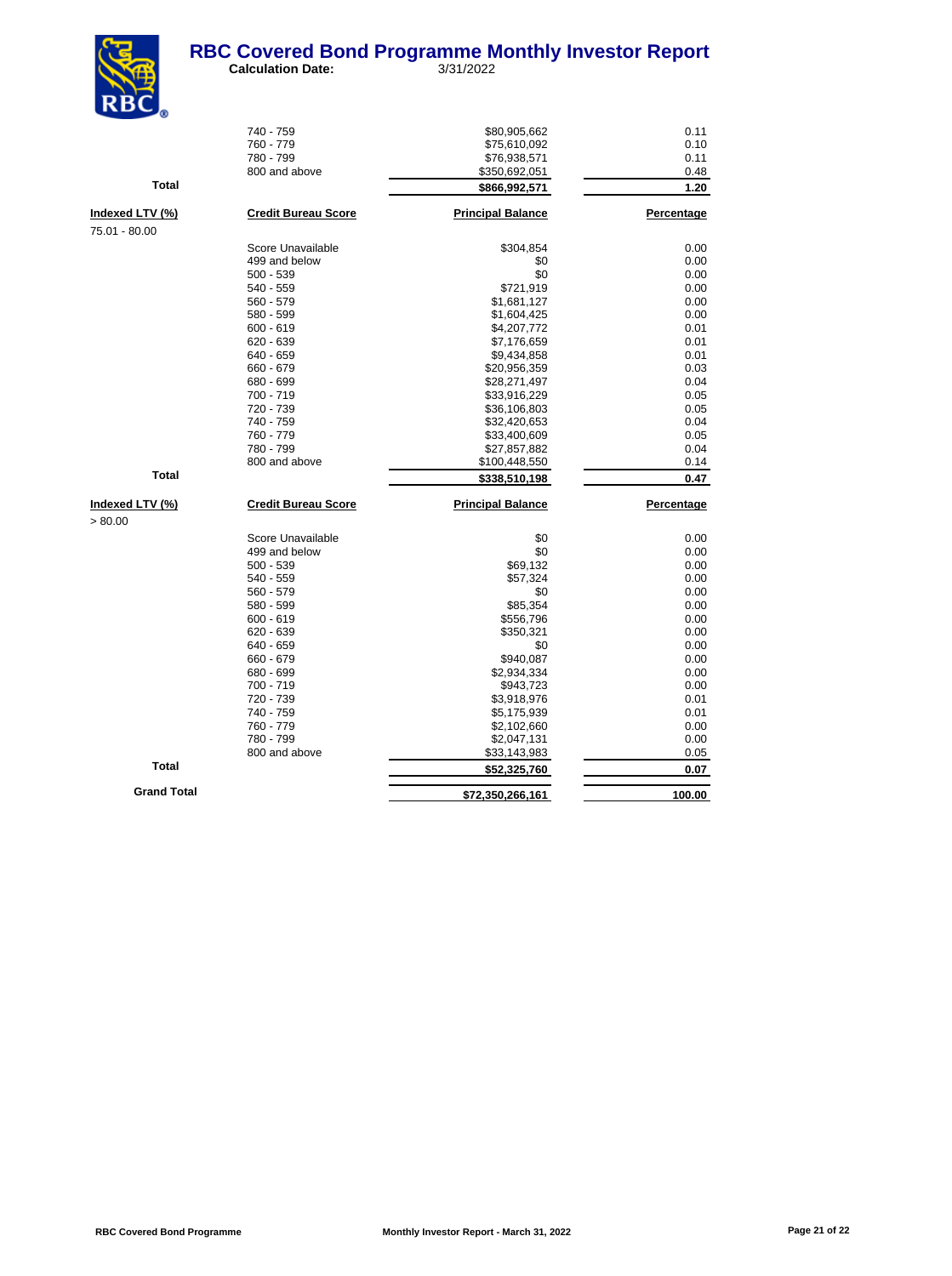# RBC Covered Bond Programme Monthly Investor Report

**Calculation Date:** 3/31/2022

| Indexed LTV (%) | Credit Bureau Score | Principal Balance | Percentage |
|---|---|---|---|
| | 740 - 759 | $80,905,662 | 0.11 |
| | 760 - 779 | $75,610,092 | 0.10 |
| | 780 - 799 | $76,938,571 | 0.11 |
| | 800 and above | $350,692,051 | 0.48 |
| **Total** | | **$866,992,571** | **1.20** |

| Indexed LTV (%) | Credit Bureau Score | Principal Balance | Percentage |
|---|---|---|---|
| 75.01 - 80.00 | | | |
| | Score Unavailable | $304,854 | 0.00 |
| | 499 and below | $0 | 0.00 |
| | 500 - 539 | $0 | 0.00 |
| | 540 - 559 | $721,919 | 0.00 |
| | 560 - 579 | $1,681,127 | 0.00 |
| | 580 - 599 | $1,604,425 | 0.00 |
| | 600 - 619 | $4,207,772 | 0.01 |
| | 620 - 639 | $7,176,659 | 0.01 |
| | 640 - 659 | $9,434,858 | 0.01 |
| | 660 - 679 | $20,956,359 | 0.03 |
| | 680 - 699 | $28,271,497 | 0.04 |
| | 700 - 719 | $33,916,229 | 0.05 |
| | 720 - 739 | $36,106,803 | 0.05 |
| | 740 - 759 | $32,420,653 | 0.04 |
| | 760 - 779 | $33,400,609 | 0.05 |
| | 780 - 799 | $27,857,882 | 0.04 |
| | 800 and above | $100,448,550 | 0.14 |
| **Total** | | **$338,510,198** | **0.47** |

| Indexed LTV (%) | Credit Bureau Score | Principal Balance | Percentage |
|---|---|---|---|
| > 80.00 | | | |
| | Score Unavailable | $0 | 0.00 |
| | 499 and below | $0 | 0.00 |
| | 500 - 539 | $69,132 | 0.00 |
| | 540 - 559 | $57,324 | 0.00 |
| | 560 - 579 | $0 | 0.00 |
| | 580 - 599 | $85,354 | 0.00 |
| | 600 - 619 | $556,796 | 0.00 |
| | 620 - 639 | $350,321 | 0.00 |
| | 640 - 659 | $0 | 0.00 |
| | 660 - 679 | $940,087 | 0.00 |
| | 680 - 699 | $2,934,334 | 0.00 |
| | 700 - 719 | $943,723 | 0.00 |
| | 720 - 739 | $3,918,976 | 0.01 |
| | 740 - 759 | $5,175,939 | 0.01 |
| | 760 - 779 | $2,102,660 | 0.00 |
| | 780 - 799 | $2,047,131 | 0.00 |
| | 800 and above | $33,143,983 | 0.05 |
| **Total** | | **$52,325,760** | **0.07** |
| **Grand Total** | | **$72,350,266,161** | **100.00** |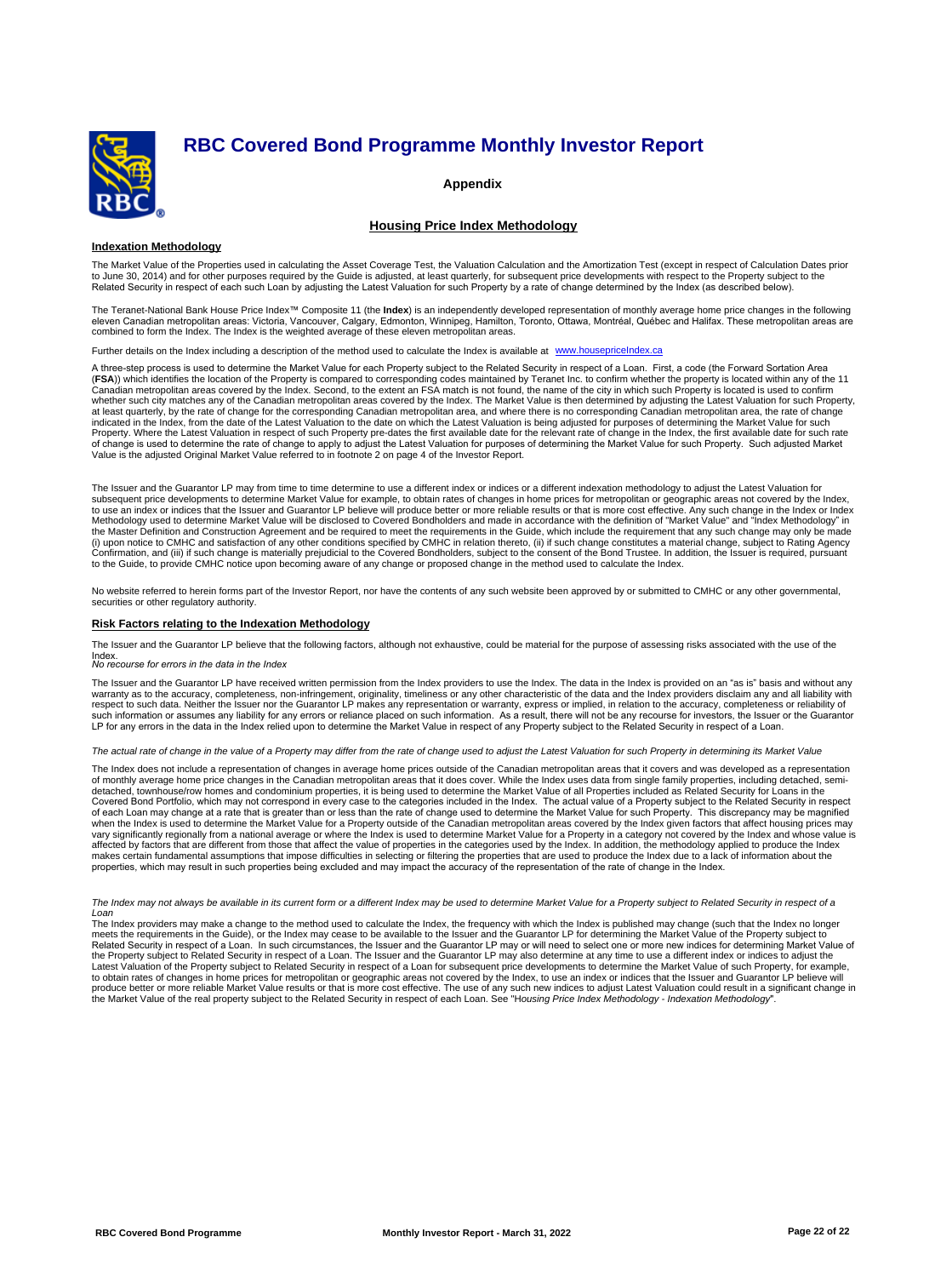# RBC Covered Bond Programme Monthly Investor Report

## Appendix

### Housing Price Index Methodology

**Indexation Methodology**

The Market Value of the Properties used in calculating the Asset Coverage Test, the Valuation Calculation and the Amortization Test (except in respect of Calculation Dates prior to June 30, 2014) and for other purposes required by the Guide is adjusted, at least quarterly, for subsequent price developments with respect to the Property subject to the Related Security in respect of each such Loan by adjusting the Latest Valuation for such Property by a rate of change determined by the Index (as described below).

The Teranet-National Bank House Price Index™ Composite 11 (the **Index**) is an independently developed representation of monthly average home price changes in the following eleven Canadian metropolitan areas: Victoria, Vancouver, Calgary, Edmonton, Winnipeg, Hamilton, Toronto, Ottawa, Montréal, Québec and Halifax. These metropolitan areas are combined to form the Index. The Index is the weighted average of these eleven metropolitan areas.

Further details on the Index including a description of the method used to calculate the Index is available at www.housepriceIndex.ca

A three-step process is used to determine the Market Value for each Property subject to the Related Security in respect of a Loan. First, a code (the Forward Sortation Area (**FSA**)) which identifies the location of the Property is compared to corresponding codes maintained by Teranet Inc. to confirm whether the property is located within any of the 11 Canadian metropolitan areas covered by the Index. Second, to the extent an FSA match is not found, the name of the city in which such Property is located is used to confirm whether such city matches any of the Canadian metropolitan areas covered by the Index. The Market Value is then determined by adjusting the Latest Valuation for such Property, at least quarterly, by the rate of change for the corresponding Canadian metropolitan area, and where there is no corresponding Canadian metropolitan area, the rate of change indicated in the Index, from the date of the Latest Valuation to the date on which the Latest Valuation is being adjusted for purposes of determining the Market Value for such Property. Where the Latest Valuation in respect of such Property pre-dates the first available date for the relevant rate of change in the Index, the first available date for such rate of change is used to determine the rate of change to apply to adjust the Latest Valuation for purposes of determining the Market Value for such Property. Such adjusted Market Value is the adjusted Original Market Value referred to in footnote 2 on page 4 of the Investor Report.

The Issuer and the Guarantor LP may from time to time determine to use a different index or indices or a different indexation methodology to adjust the Latest Valuation for subsequent price developments to determine Market Value for example, to obtain rates of changes in home prices for metropolitan or geographic areas not covered by the Index, to use an index or indices that the Issuer and Guarantor LP believe will produce better or more reliable results or that is more cost effective. Any such change in the Index or Index Methodology used to determine Market Value will be disclosed to Covered Bondholders and made in accordance with the definition of "Market Value" and "Index Methodology" in the Master Definition and Construction Agreement and be required to meet the requirements in the Guide, which include the requirement that any such change may only be made (i) upon notice to CMHC and satisfaction of any other conditions specified by CMHC in relation thereto, (ii) if such change constitutes a material change, subject to Rating Agency Confirmation, and (iii) if such change is materially prejudicial to the Covered Bondholders, subject to the consent of the Bond Trustee. In addition, the Issuer is required, pursuant to the Guide, to provide CMHC notice upon becoming aware of any change or proposed change in the method used to calculate the Index.

No website referred to herein forms part of the Investor Report, nor have the contents of any such website been approved by or submitted to CMHC or any other governmental, securities or other regulatory authority.

**Risk Factors relating to the Indexation Methodology**

The Issuer and the Guarantor LP believe that the following factors, although not exhaustive, could be material for the purpose of assessing risks associated with the use of the Index.

*No recourse for errors in the data in the Index*

The Issuer and the Guarantor LP have received written permission from the Index providers to use the Index. The data in the Index is provided on an "as is" basis and without any warranty as to the accuracy, completeness, non-infringement, originality, timeliness or any other characteristic of the data and the Index providers disclaim any and all liability with respect to such data. Neither the Issuer nor the Guarantor LP makes any representation or warranty, express or implied, in relation to the accuracy, completeness or reliability of such information or assumes any liability for any errors or reliance placed on such information. As a result, there will not be any recourse for investors, the Issuer or the Guarantor LP for any errors in the data in the Index relied upon to determine the Market Value in respect of any Property subject to the Related Security in respect of a Loan.

*The actual rate of change in the value of a Property may differ from the rate of change used to adjust the Latest Valuation for such Property in determining its Market Value*

The Index does not include a representation of changes in average home prices outside of the Canadian metropolitan areas that it covers and was developed as a representation of monthly average home price changes in the Canadian metropolitan areas that it does cover. While the Index uses data from single family properties, including detached, semi-detached, townhouse/row homes and condominium properties, it is being used to determine the Market Value of all Properties included as Related Security for Loans in the Covered Bond Portfolio, which may not correspond in every case to the categories included in the Index. The actual value of a Property subject to the Related Security in respect of each Loan may change at a rate that is greater than or less than the rate of change used to determine the Market Value for such Property. This discrepancy may be magnified when the Index is used to determine the Market Value for a Property outside of the Canadian metropolitan areas covered by the Index given factors that affect housing prices may vary significantly regionally from a national average or where the Index is used to determine Market Value for a Property in a category not covered by the Index and whose value is affected by factors that are different from those that affect the value of properties in the categories used by the Index. In addition, the methodology applied to produce the Index makes certain fundamental assumptions that impose difficulties in selecting or filtering the properties that are used to produce the Index due to a lack of information about the properties, which may result in such properties being excluded and may impact the accuracy of the representation of the rate of change in the Index.

*The Index may not always be available in its current form or a different Index may be used to determine Market Value for a Property subject to Related Security in respect of a Loan*

The Index providers may make a change to the method used to calculate the Index, the frequency with which the Index is published may change (such that the Index no longer meets the requirements in the Guide), or the Index may cease to be available to the Issuer and the Guarantor LP for determining the Market Value of the Property subject to Related Security in respect of a Loan. In such circumstances, the Issuer and the Guarantor LP may or will need to select one or more new indices for determining Market Value of the Property subject to Related Security in respect of a Loan. The Issuer and the Guarantor LP may also determine at any time to use a different index or indices to adjust the Latest Valuation of the Property subject to Related Security in respect of a Loan for subsequent price developments to determine the Market Value of such Property, for example, to obtain rates of changes in home prices for metropolitan or geographic areas not covered by the Index, to use an index or indices that the Issuer and Guarantor LP believe will produce better or more reliable Market Value results or that is more cost effective. The use of any such new indices to adjust Latest Valuation could result in a significant change in the Market Value of the real property subject to the Related Security in respect of each Loan. See "*Housing Price Index Methodology - Indexation Methodology*".